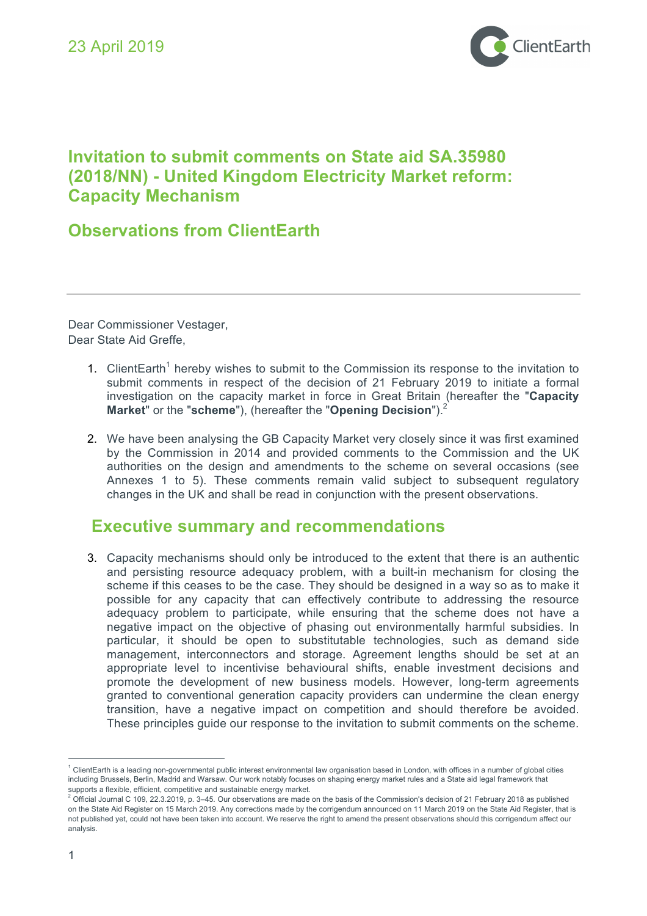23 April 2019

# Invitation to submit comments on State aid SA.35980 (2018/NN) - United Kingdom Electricity Market reform: Capacity Mechanism

## Observations from ClientEarth

---

Dear Commissioner Vestager,
Dear State Aid Greffe,

1. ClientEarth[1] hereby wishes to submit to the Commission its response to the invitation to submit comments in respect of the decision of 21 February 2019 to initiate a formal investigation on the capacity market in force in Great Britain (hereafter the "**Capacity Market**" or the "**scheme**"), (hereafter the "**Opening Decision**").[2]

2. We have been analysing the GB Capacity Market very closely since it was first examined by the Commission in 2014 and provided comments to the Commission and the UK authorities on the design and amendments to the scheme on several occasions (see Annexes 1 to 5). These comments remain valid subject to subsequent regulatory changes in the UK and shall be read in conjunction with the present observations.

## Executive summary and recommendations

3. Capacity mechanisms should only be introduced to the extent that there is an authentic and persisting resource adequacy problem, with a built-in mechanism for closing the scheme if this ceases to be the case. They should be designed in a way so as to make it possible for any capacity that can effectively contribute to addressing the resource adequacy problem to participate, while ensuring that the scheme does not have a negative impact on the objective of phasing out environmentally harmful subsidies. In particular, it should be open to substitutable technologies, such as demand side management, interconnectors and storage. Agreement lengths should be set at an appropriate level to incentivise behavioural shifts, enable investment decisions and promote the development of new business models. However, long-term agreements granted to conventional generation capacity providers can undermine the clean energy transition, have a negative impact on competition and should therefore be avoided. These principles guide our response to the invitation to submit comments on the scheme.

---

[1] ClientEarth is a leading non-governmental public interest environmental law organisation based in London, with offices in a number of global cities including Brussels, Berlin, Madrid and Warsaw. Our work notably focuses on shaping energy market rules and a State aid legal framework that supports a flexible, efficient, competitive and sustainable energy market.

[2] Official Journal C 109, 22.3.2019, p. 3–45. Our observations are made on the basis of the Commission's decision of 21 February 2018 as published on the State Aid Register on 15 March 2019. Any corrections made by the corrigendum announced on 11 March 2019 on the State Aid Register, that is not published yet, could not have been taken into account. We reserve the right to amend the present observations should this corrigendum affect our analysis.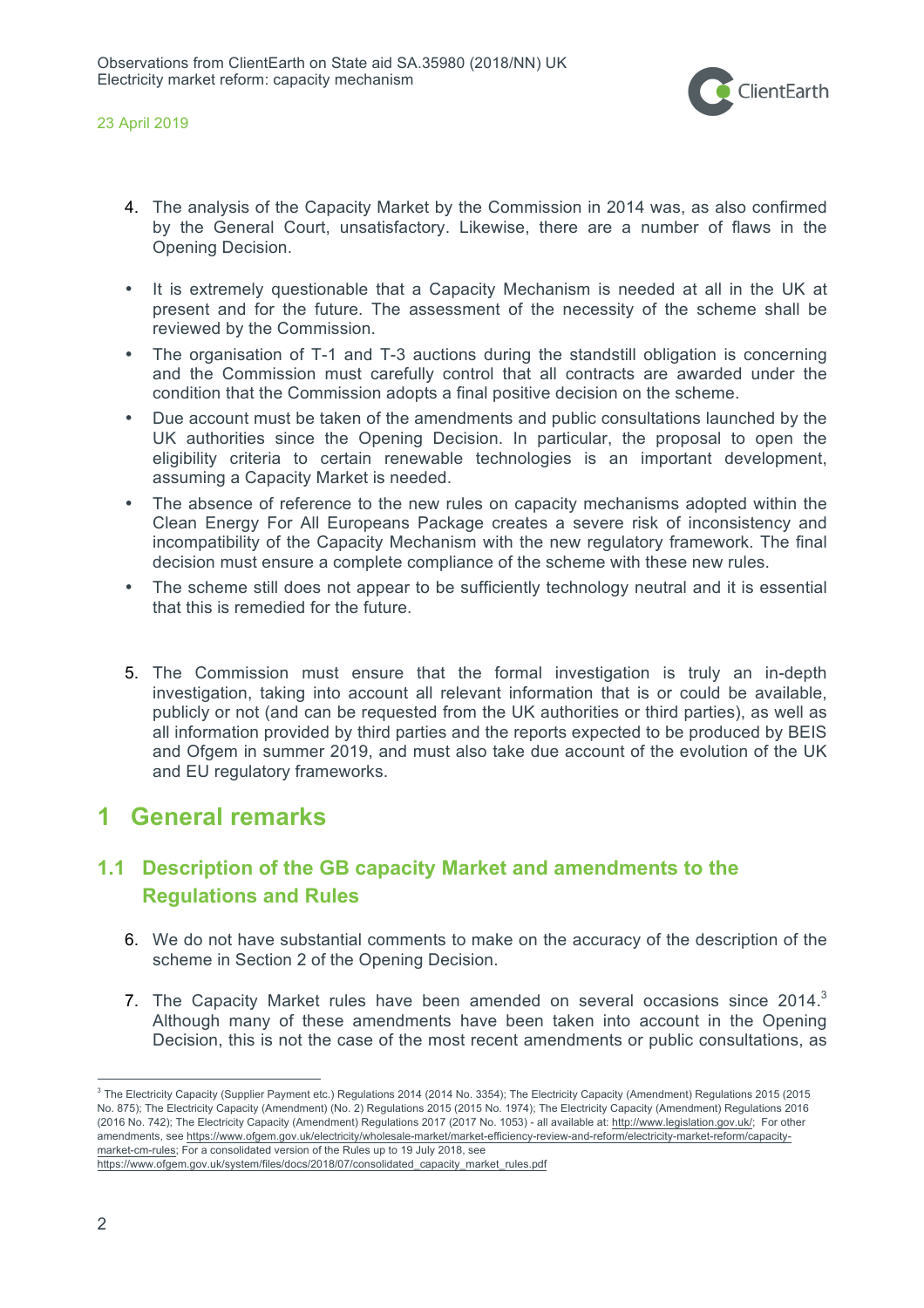4. The analysis of the Capacity Market by the Commission in 2014 was, as also confirmed by the General Court, unsatisfactory. Likewise, there are a number of flaws in the Opening Decision.

- It is extremely questionable that a Capacity Mechanism is needed at all in the UK at present and for the future. The assessment of the necessity of the scheme shall be reviewed by the Commission.
- The organisation of T-1 and T-3 auctions during the standstill obligation is concerning and the Commission must carefully control that all contracts are awarded under the condition that the Commission adopts a final positive decision on the scheme.
- Due account must be taken of the amendments and public consultations launched by the UK authorities since the Opening Decision. In particular, the proposal to open the eligibility criteria to certain renewable technologies is an important development, assuming a Capacity Market is needed.
- The absence of reference to the new rules on capacity mechanisms adopted within the Clean Energy For All Europeans Package creates a severe risk of inconsistency and incompatibility of the Capacity Mechanism with the new regulatory framework. The final decision must ensure a complete compliance of the scheme with these new rules.
- The scheme still does not appear to be sufficiently technology neutral and it is essential that this is remedied for the future.

5. The Commission must ensure that the formal investigation is truly an in-depth investigation, taking into account all relevant information that is or could be available, publicly or not (and can be requested from the UK authorities or third parties), as well as all information provided by third parties and the reports expected to be produced by BEIS and Ofgem in summer 2019, and must also take due account of the evolution of the UK and EU regulatory frameworks.

# 1 General remarks

## 1.1 Description of the GB capacity Market and amendments to the Regulations and Rules

6. We do not have substantial comments to make on the accuracy of the description of the scheme in Section 2 of the Opening Decision.

7. The Capacity Market rules have been amended on several occasions since 2014.[3] Although many of these amendments have been taken into account in the Opening Decision, this is not the case of the most recent amendments or public consultations, as

[3] The Electricity Capacity (Supplier Payment etc.) Regulations 2014 (2014 No. 3354); The Electricity Capacity (Amendment) Regulations 2015 (2015 No. 875); The Electricity Capacity (Amendment) (No. 2) Regulations 2015 (2015 No. 1974); The Electricity Capacity (Amendment) Regulations 2016 (2016 No. 742); The Electricity Capacity (Amendment) Regulations 2017 (2017 No. 1053) - all available at: http://www.legislation.gov.uk/; For other amendments, see https://www.ofgem.gov.uk/electricity/wholesale-market/market-efficiency-review-and-reform/electricity-market-reform/capacity-market-cm-rules; For a consolidated version of the Rules up to 19 July 2018, see https://www.ofgem.gov.uk/system/files/docs/2018/07/consolidated_capacity_market_rules.pdf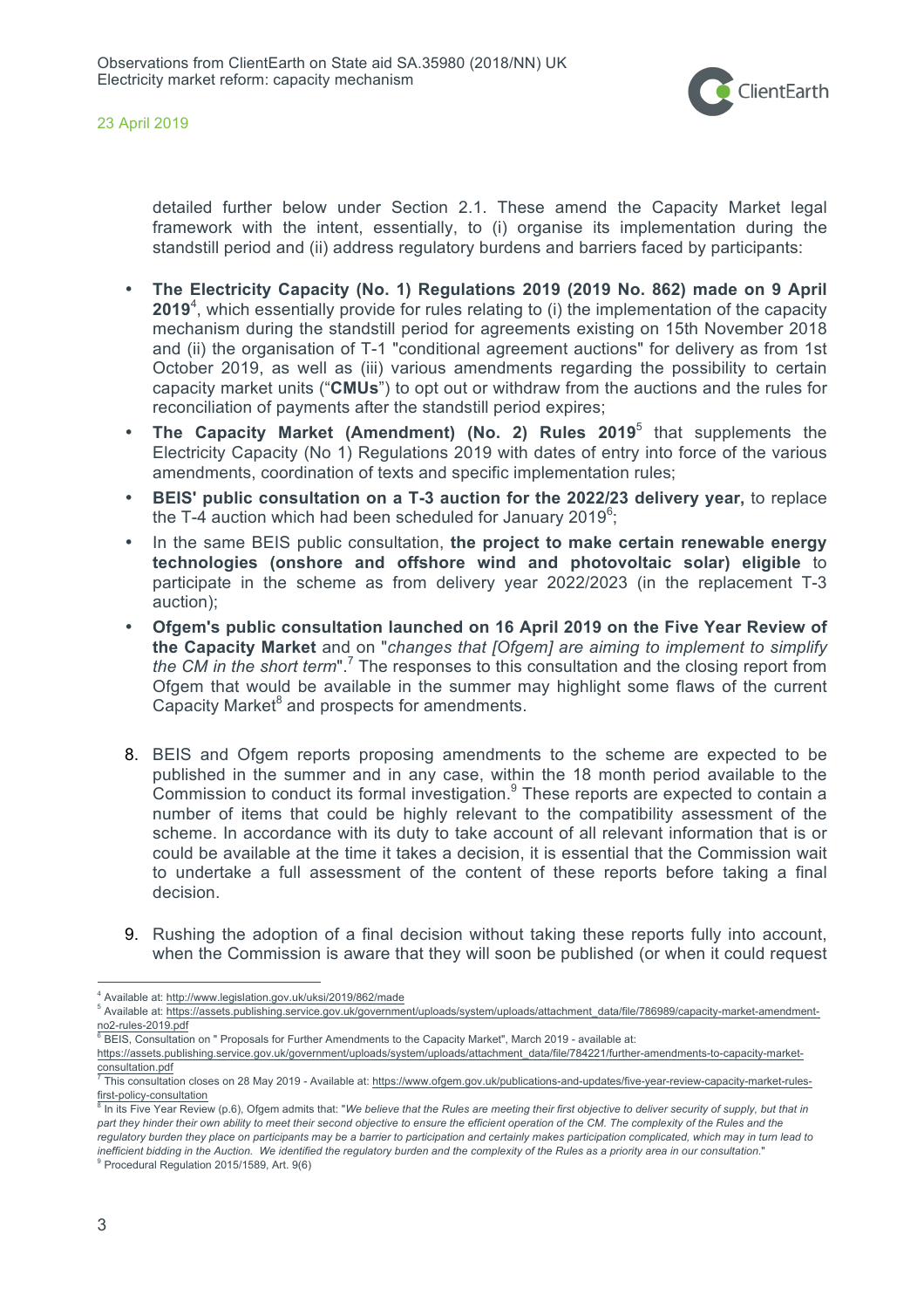detailed further below under Section 2.1. These amend the Capacity Market legal framework with the intent, essentially, to (i) organise its implementation during the standstill period and (ii) address regulatory burdens and barriers faced by participants:

- **The Electricity Capacity (No. 1) Regulations 2019 (2019 No. 862) made on 9 April 2019**[4], which essentially provide for rules relating to (i) the implementation of the capacity mechanism during the standstill period for agreements existing on 15th November 2018 and (ii) the organisation of T-1 "conditional agreement auctions" for delivery as from 1st October 2019, as well as (iii) various amendments regarding the possibility to certain capacity market units ("**CMUs**") to opt out or withdraw from the auctions and the rules for reconciliation of payments after the standstill period expires;
- **The Capacity Market (Amendment) (No. 2) Rules 2019**[5] that supplements the Electricity Capacity (No 1) Regulations 2019 with dates of entry into force of the various amendments, coordination of texts and specific implementation rules;
- **BEIS' public consultation on a T-3 auction for the 2022/23 delivery year,** to replace the T-4 auction which had been scheduled for January 2019[6];
- In the same BEIS public consultation, **the project to make certain renewable energy technologies (onshore and offshore wind and photovoltaic solar) eligible** to participate in the scheme as from delivery year 2022/2023 (in the replacement T-3 auction);
- **Ofgem's public consultation launched on 16 April 2019 on the Five Year Review of the Capacity Market** and on "*changes that [Ofgem] are aiming to implement to simplify the CM in the short term*".[7] The responses to this consultation and the closing report from Ofgem that would be available in the summer may highlight some flaws of the current Capacity Market[8] and prospects for amendments.

8. BEIS and Ofgem reports proposing amendments to the scheme are expected to be published in the summer and in any case, within the 18 month period available to the Commission to conduct its formal investigation.[9] These reports are expected to contain a number of items that could be highly relevant to the compatibility assessment of the scheme. In accordance with its duty to take account of all relevant information that is or could be available at the time it takes a decision, it is essential that the Commission wait to undertake a full assessment of the content of these reports before taking a final decision.

9. Rushing the adoption of a final decision without taking these reports fully into account, when the Commission is aware that they will soon be published (or when it could request

---

[4] Available at: http://www.legislation.gov.uk/uksi/2019/862/made

[5] Available at: https://assets.publishing.service.gov.uk/government/uploads/system/uploads/attachment_data/file/786989/capacity-market-amendment-no2-rules-2019.pdf

[6] BEIS, Consultation on " Proposals for Further Amendments to the Capacity Market", March 2019 - available at: https://assets.publishing.service.gov.uk/government/uploads/system/uploads/attachment_data/file/784221/further-amendments-to-capacity-market-consultation.pdf

[7] This consultation closes on 28 May 2019 - Available at: https://www.ofgem.gov.uk/publications-and-updates/five-year-review-capacity-market-rules-first-policy-consultation

[8] In its Five Year Review (p.6), Ofgem admits that: "*We believe that the Rules are meeting their first objective to deliver security of supply, but that in part they hinder their own ability to meet their second objective to ensure the efficient operation of the CM. The complexity of the Rules and the regulatory burden they place on participants may be a barrier to participation and certainly makes participation complicated, which may in turn lead to inefficient bidding in the Auction. We identified the regulatory burden and the complexity of the Rules as a priority area in our consultation.*"

[9] Procedural Regulation 2015/1589, Art. 9(6)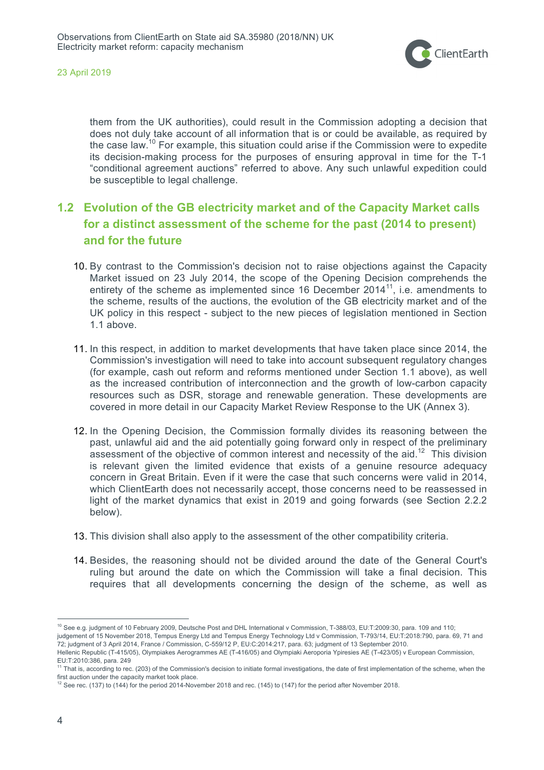them from the UK authorities), could result in the Commission adopting a decision that does not duly take account of all information that is or could be available, as required by the case law.[10] For example, this situation could arise if the Commission were to expedite its decision-making process for the purposes of ensuring approval in time for the T-1 "conditional agreement auctions" referred to above. Any such unlawful expedition could be susceptible to legal challenge.

## 1.2 Evolution of the GB electricity market and of the Capacity Market calls for a distinct assessment of the scheme for the past (2014 to present) and for the future

10. By contrast to the Commission's decision not to raise objections against the Capacity Market issued on 23 July 2014, the scope of the Opening Decision comprehends the entirety of the scheme as implemented since 16 December 2014[11], i.e. amendments to the scheme, results of the auctions, the evolution of the GB electricity market and of the UK policy in this respect - subject to the new pieces of legislation mentioned in Section 1.1 above.

11. In this respect, in addition to market developments that have taken place since 2014, the Commission's investigation will need to take into account subsequent regulatory changes (for example, cash out reform and reforms mentioned under Section 1.1 above), as well as the increased contribution of interconnection and the growth of low-carbon capacity resources such as DSR, storage and renewable generation. These developments are covered in more detail in our Capacity Market Review Response to the UK (Annex 3).

12. In the Opening Decision, the Commission formally divides its reasoning between the past, unlawful aid and the aid potentially going forward only in respect of the preliminary assessment of the objective of common interest and necessity of the aid.[12] This division is relevant given the limited evidence that exists of a genuine resource adequacy concern in Great Britain. Even if it were the case that such concerns were valid in 2014, which ClientEarth does not necessarily accept, those concerns need to be reassessed in light of the market dynamics that exist in 2019 and going forwards (see Section 2.2.2 below).

13. This division shall also apply to the assessment of the other compatibility criteria.

14. Besides, the reasoning should not be divided around the date of the General Court's ruling but around the date on which the Commission will take a final decision. This requires that all developments concerning the design of the scheme, as well as

---

[10] See e.g. judgment of 10 February 2009, Deutsche Post and DHL International v Commission, T-388/03, EU:T:2009:30, para. 109 and 110; judgement of 15 November 2018, Tempus Energy Ltd and Tempus Energy Technology Ltd v Commission, T-793/14, EU:T:2018:790, para. 69, 71 and 72; judgment of 3 April 2014, France / Commission, C-559/12 P, EU:C:2014:217, para. 63; judgment of 13 September 2010. Hellenic Republic (T-415/05), Olympiakes Aerogrammes AE (T-416/05) and Olympiaki Aeroporia Ypiresies AE (T-423/05) v European Commission, EU:T:2010:386, para. 249

[11] That is, according to rec. (203) of the Commission's decision to initiate formal investigations, the date of first implementation of the scheme, when the first auction under the capacity market took place.

[12] See rec. (137) to (144) for the period 2014-November 2018 and rec. (145) to (147) for the period after November 2018.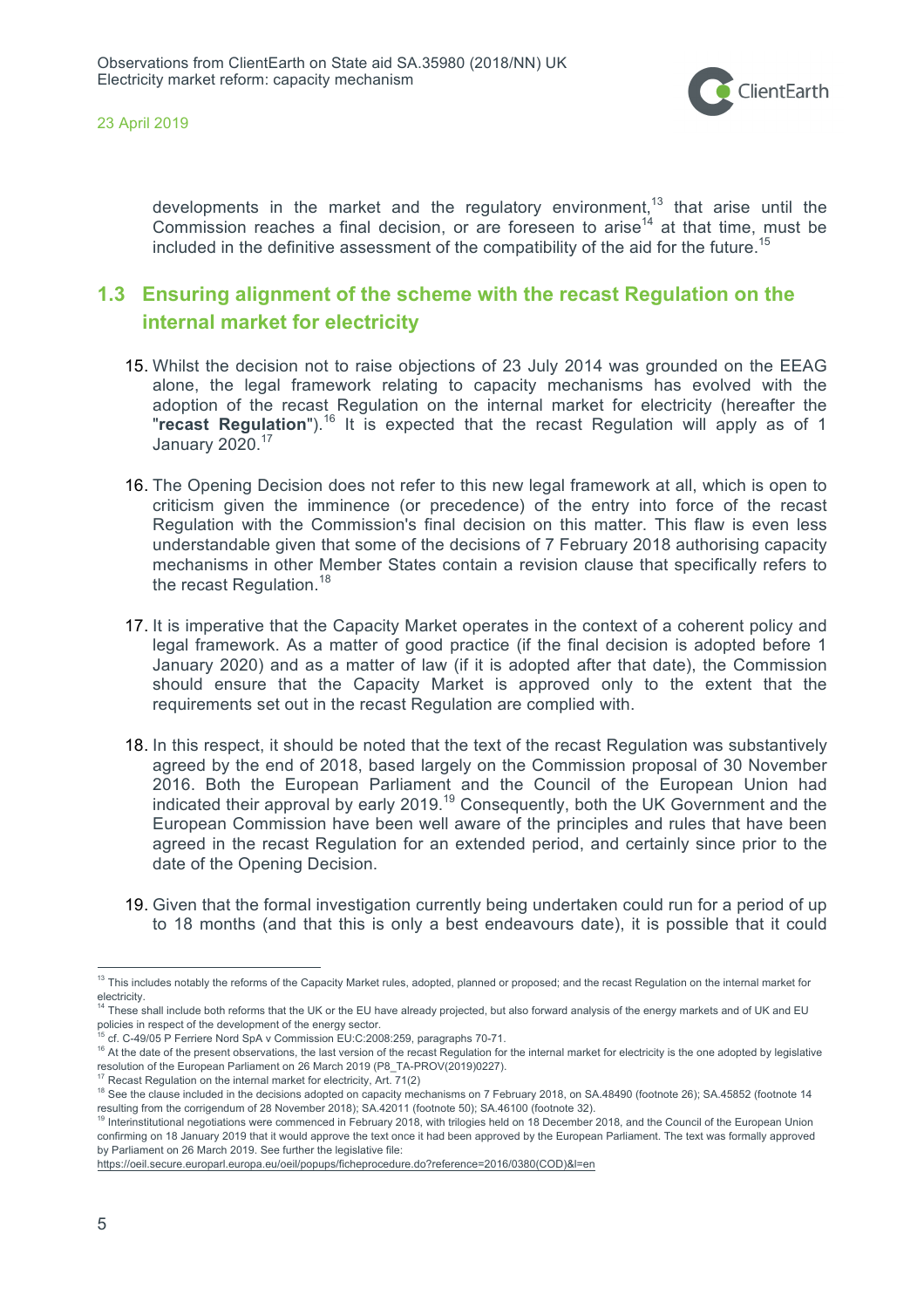developments in the market and the regulatory environment,[13] that arise until the Commission reaches a final decision, or are foreseen to arise[14] at that time, must be included in the definitive assessment of the compatibility of the aid for the future.[15]

## 1.3 Ensuring alignment of the scheme with the recast Regulation on the internal market for electricity

15. Whilst the decision not to raise objections of 23 July 2014 was grounded on the EEAG alone, the legal framework relating to capacity mechanisms has evolved with the adoption of the recast Regulation on the internal market for electricity (hereafter the "**recast Regulation**").[16] It is expected that the recast Regulation will apply as of 1 January 2020.[17]

16. The Opening Decision does not refer to this new legal framework at all, which is open to criticism given the imminence (or precedence) of the entry into force of the recast Regulation with the Commission's final decision on this matter. This flaw is even less understandable given that some of the decisions of 7 February 2018 authorising capacity mechanisms in other Member States contain a revision clause that specifically refers to the recast Regulation.[18]

17. It is imperative that the Capacity Market operates in the context of a coherent policy and legal framework. As a matter of good practice (if the final decision is adopted before 1 January 2020) and as a matter of law (if it is adopted after that date), the Commission should ensure that the Capacity Market is approved only to the extent that the requirements set out in the recast Regulation are complied with.

18. In this respect, it should be noted that the text of the recast Regulation was substantively agreed by the end of 2018, based largely on the Commission proposal of 30 November 2016. Both the European Parliament and the Council of the European Union had indicated their approval by early 2019.[19] Consequently, both the UK Government and the European Commission have been well aware of the principles and rules that have been agreed in the recast Regulation for an extended period, and certainly since prior to the date of the Opening Decision.

19. Given that the formal investigation currently being undertaken could run for a period of up to 18 months (and that this is only a best endeavours date), it is possible that it could

---

[13] This includes notably the reforms of the Capacity Market rules, adopted, planned or proposed; and the recast Regulation on the internal market for electricity.

[14] These shall include both reforms that the UK or the EU have already projected, but also forward analysis of the energy markets and of UK and EU policies in respect of the development of the energy sector.

[15] cf. C-49/05 P Ferriere Nord SpA v Commission EU:C:2008:259, paragraphs 70-71.

[16] At the date of the present observations, the last version of the recast Regulation for the internal market for electricity is the one adopted by legislative resolution of the European Parliament on 26 March 2019 (P8_TA-PROV(2019)0227).

[17] Recast Regulation on the internal market for electricity, Art. 71(2)

[18] See the clause included in the decisions adopted on capacity mechanisms on 7 February 2018, on SA.48490 (footnote 26); SA.45852 (footnote 14 resulting from the corrigendum of 28 November 2018); SA.42011 (footnote 50); SA.46100 (footnote 32).

[19] Interinstitutional negotiations were commenced in February 2018, with trilogies held on 18 December 2018, and the Council of the European Union confirming on 18 January 2019 that it would approve the text once it had been approved by the European Parliament. The text was formally approved by Parliament on 26 March 2019. See further the legislative file: https://oeil.secure.europarl.europa.eu/oeil/popups/ficheprocedure.do?reference=2016/0380(COD)&l=en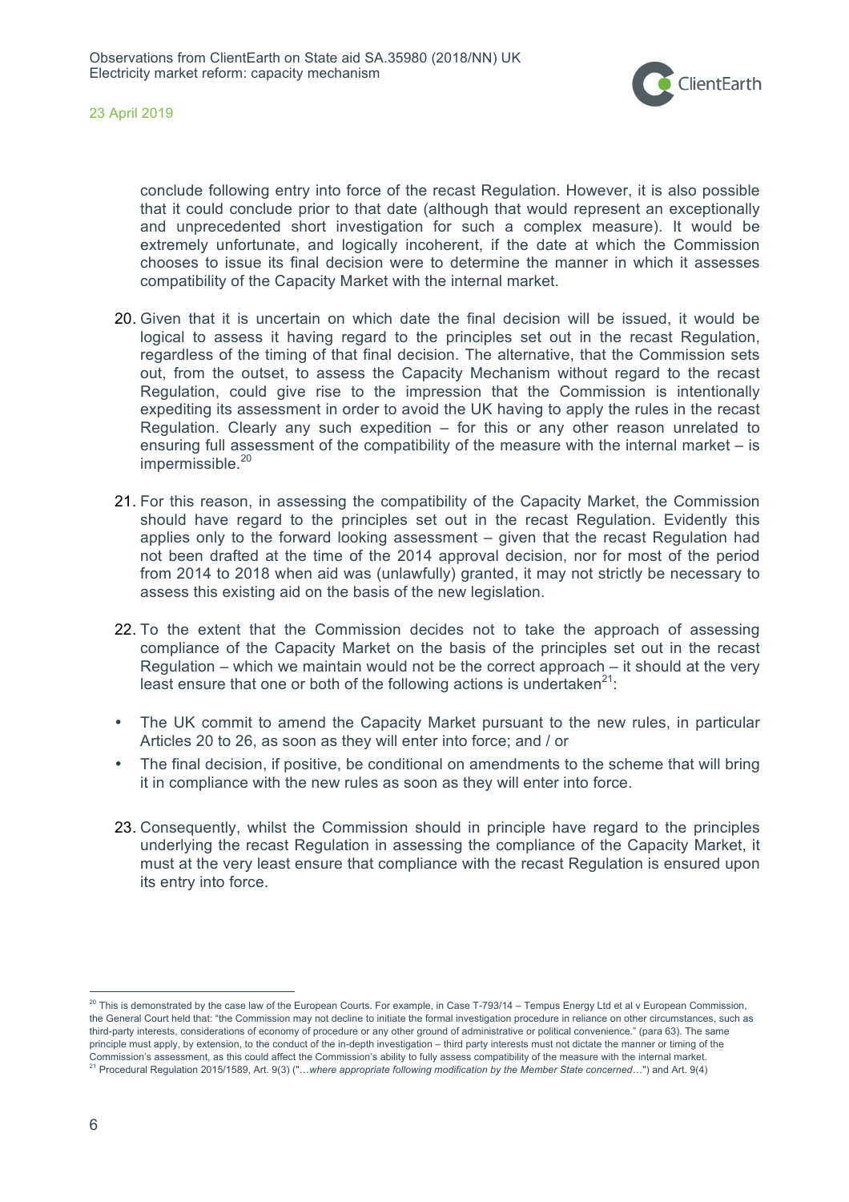conclude following entry into force of the recast Regulation. However, it is also possible that it could conclude prior to that date (although that would represent an exceptionally and unprecedented short investigation for such a complex measure). It would be extremely unfortunate, and logically incoherent, if the date at which the Commission chooses to issue its final decision were to determine the manner in which it assesses compatibility of the Capacity Market with the internal market.

20. Given that it is uncertain on which date the final decision will be issued, it would be logical to assess it having regard to the principles set out in the recast Regulation, regardless of the timing of that final decision. The alternative, that the Commission sets out, from the outset, to assess the Capacity Mechanism without regard to the recast Regulation, could give rise to the impression that the Commission is intentionally expediting its assessment in order to avoid the UK having to apply the rules in the recast Regulation. Clearly any such expedition – for this or any other reason unrelated to ensuring full assessment of the compatibility of the measure with the internal market – is impermissible.[20]

21. For this reason, in assessing the compatibility of the Capacity Market, the Commission should have regard to the principles set out in the recast Regulation. Evidently this applies only to the forward looking assessment – given that the recast Regulation had not been drafted at the time of the 2014 approval decision, nor for most of the period from 2014 to 2018 when aid was (unlawfully) granted, it may not strictly be necessary to assess this existing aid on the basis of the new legislation.

22. To the extent that the Commission decides not to take the approach of assessing compliance of the Capacity Market on the basis of the principles set out in the recast Regulation – which we maintain would not be the correct approach – it should at the very least ensure that one or both of the following actions is undertaken[21]:

- The UK commit to amend the Capacity Market pursuant to the new rules, in particular Articles 20 to 26, as soon as they will enter into force; and / or
- The final decision, if positive, be conditional on amendments to the scheme that will bring it in compliance with the new rules as soon as they will enter into force.

23. Consequently, whilst the Commission should in principle have regard to the principles underlying the recast Regulation in assessing the compliance of the Capacity Market, it must at the very least ensure that compliance with the recast Regulation is ensured upon its entry into force.

---

[20] This is demonstrated by the case law of the European Courts. For example, in Case T-793/14 – Tempus Energy Ltd et al v European Commission, the General Court held that: "the Commission may not decline to initiate the formal investigation procedure in reliance on other circumstances, such as third-party interests, considerations of economy of procedure or any other ground of administrative or political convenience." (para 63). The same principle must apply, by extension, to the conduct of the in-depth investigation – third party interests must not dictate the manner or timing of the Commission's assessment, as this could affect the Commission's ability to fully assess compatibility of the measure with the internal market.

[21] Procedural Regulation 2015/1589, Art. 9(3) ("*…where appropriate following modification by the Member State concerned…*") and Art. 9(4)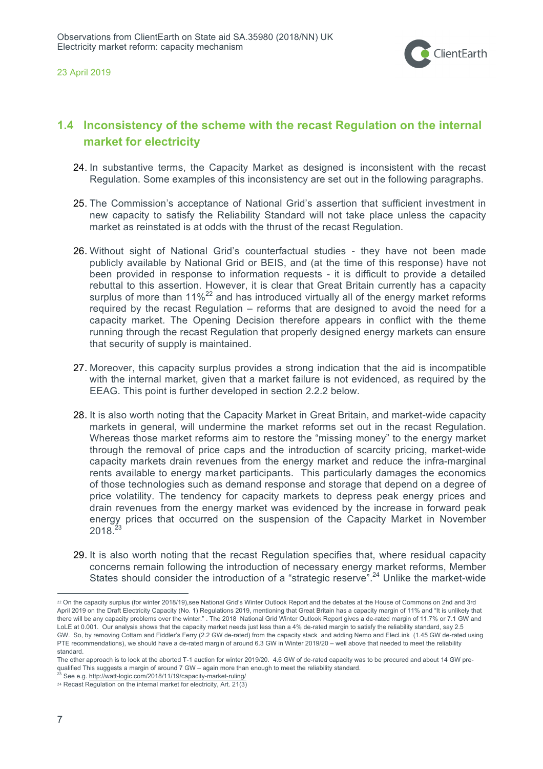## 1.4 Inconsistency of the scheme with the recast Regulation on the internal market for electricity

24. In substantive terms, the Capacity Market as designed is inconsistent with the recast Regulation. Some examples of this inconsistency are set out in the following paragraphs.

25. The Commission's acceptance of National Grid's assertion that sufficient investment in new capacity to satisfy the Reliability Standard will not take place unless the capacity market as reinstated is at odds with the thrust of the recast Regulation.

26. Without sight of National Grid's counterfactual studies - they have not been made publicly available by National Grid or BEIS, and (at the time of this response) have not been provided in response to information requests - it is difficult to provide a detailed rebuttal to this assertion. However, it is clear that Great Britain currently has a capacity surplus of more than 11%[22] and has introduced virtually all of the energy market reforms required by the recast Regulation – reforms that are designed to avoid the need for a capacity market. The Opening Decision therefore appears in conflict with the theme running through the recast Regulation that properly designed energy markets can ensure that security of supply is maintained.

27. Moreover, this capacity surplus provides a strong indication that the aid is incompatible with the internal market, given that a market failure is not evidenced, as required by the EEAG. This point is further developed in section 2.2.2 below.

28. It is also worth noting that the Capacity Market in Great Britain, and market-wide capacity markets in general, will undermine the market reforms set out in the recast Regulation. Whereas those market reforms aim to restore the "missing money" to the energy market through the removal of price caps and the introduction of scarcity pricing, market-wide capacity markets drain revenues from the energy market and reduce the infra-marginal rents available to energy market participants. This particularly damages the economics of those technologies such as demand response and storage that depend on a degree of price volatility. The tendency for capacity markets to depress peak energy prices and drain revenues from the energy market was evidenced by the increase in forward peak energy prices that occurred on the suspension of the Capacity Market in November 2018.[23]

29. It is also worth noting that the recast Regulation specifies that, where residual capacity concerns remain following the introduction of necessary energy market reforms, Member States should consider the introduction of a "strategic reserve".[24] Unlike the market-wide

---

[22] On the capacity surplus (for winter 2018/19),see National Grid's Winter Outlook Report and the debates at the House of Commons on 2nd and 3rd April 2019 on the Draft Electricity Capacity (No. 1) Regulations 2019, mentioning that Great Britain has a capacity margin of 11% and "It is unlikely that there will be any capacity problems over the winter." . The 2018 National Grid Winter Outlook Report gives a de-rated margin of 11.7% or 7.1 GW and LoLE at 0.001. Our analysis shows that the capacity market needs just less than a 4% de-rated margin to satisfy the reliability standard, say 2.5 GW. So, by removing Cottam and Fiddler's Ferry (2.2 GW de-rated) from the capacity stack and adding Nemo and ElecLink (1.45 GW de-rated using PTE recommendations), we should have a de-rated margin of around 6.3 GW in Winter 2019/20 – well above that needed to meet the reliability standard.

The other approach is to look at the aborted T-1 auction for winter 2019/20. 4.6 GW of de-rated capacity was to be procured and about 14 GW pre-qualified This suggests a margin of around 7 GW – again more than enough to meet the reliability standard.

[23] See e.g. http://watt-logic.com/2018/11/19/capacity-market-ruling/

[24] Recast Regulation on the internal market for electricity, Art. 21(3)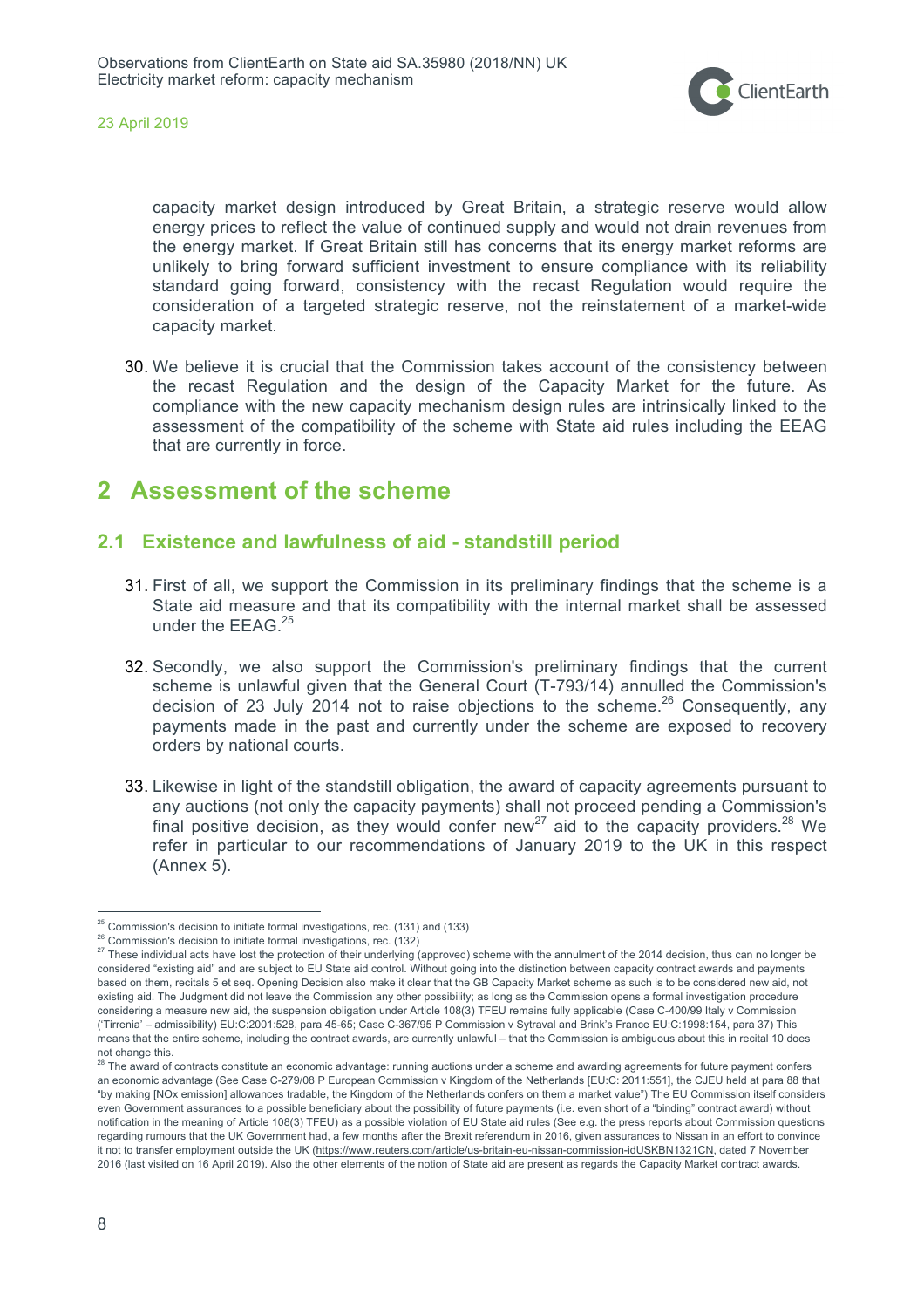capacity market design introduced by Great Britain, a strategic reserve would allow energy prices to reflect the value of continued supply and would not drain revenues from the energy market. If Great Britain still has concerns that its energy market reforms are unlikely to bring forward sufficient investment to ensure compliance with its reliability standard going forward, consistency with the recast Regulation would require the consideration of a targeted strategic reserve, not the reinstatement of a market-wide capacity market.

30. We believe it is crucial that the Commission takes account of the consistency between the recast Regulation and the design of the Capacity Market for the future. As compliance with the new capacity mechanism design rules are intrinsically linked to the assessment of the compatibility of the scheme with State aid rules including the EEAG that are currently in force.

## 2 Assessment of the scheme

### 2.1 Existence and lawfulness of aid - standstill period

31. First of all, we support the Commission in its preliminary findings that the scheme is a State aid measure and that its compatibility with the internal market shall be assessed under the EEAG.[25]

32. Secondly, we also support the Commission's preliminary findings that the current scheme is unlawful given that the General Court (T-793/14) annulled the Commission's decision of 23 July 2014 not to raise objections to the scheme.[26] Consequently, any payments made in the past and currently under the scheme are exposed to recovery orders by national courts.

33. Likewise in light of the standstill obligation, the award of capacity agreements pursuant to any auctions (not only the capacity payments) shall not proceed pending a Commission's final positive decision, as they would confer new[27] aid to the capacity providers.[28] We refer in particular to our recommendations of January 2019 to the UK in this respect (Annex 5).

---

[25] Commission's decision to initiate formal investigations, rec. (131) and (133)

[26] Commission's decision to initiate formal investigations, rec. (132)

[27] These individual acts have lost the protection of their underlying (approved) scheme with the annulment of the 2014 decision, thus can no longer be considered "existing aid" and are subject to EU State aid control. Without going into the distinction between capacity contract awards and payments based on them, recitals 5 et seq. Opening Decision also make it clear that the GB Capacity Market scheme as such is to be considered new aid, not existing aid. The Judgment did not leave the Commission any other possibility; as long as the Commission opens a formal investigation procedure considering a measure new aid, the suspension obligation under Article 108(3) TFEU remains fully applicable (Case C-400/99 Italy v Commission ('Tirrenia' – admissibility) EU:C:2001:528, para 45-65; Case C-367/95 P Commission v Sytraval and Brink's France EU:C:1998:154, para 37) This means that the entire scheme, including the contract awards, are currently unlawful – that the Commission is ambiguous about this in recital 10 does not change this.

[28] The award of contracts constitute an economic advantage: running auctions under a scheme and awarding agreements for future payment confers an economic advantage (See Case C-279/08 P European Commission v Kingdom of the Netherlands [EU:C: 2011:551], the CJEU held at para 88 that "by making [NOx emission] allowances tradable, the Kingdom of the Netherlands confers on them a market value") The EU Commission itself considers even Government assurances to a possible beneficiary about the possibility of future payments (i.e. even short of a "binding" contract award) without notification in the meaning of Article 108(3) TFEU) as a possible violation of EU State aid rules (See e.g. the press reports about Commission questions regarding rumours that the UK Government had, a few months after the Brexit referendum in 2016, given assurances to Nissan in an effort to convince it not to transfer employment outside the UK (https://www.reuters.com/article/us-britain-eu-nissan-commission-idUSKBN1321CN, dated 7 November 2016 (last visited on 16 April 2019). Also the other elements of the notion of State aid are present as regards the Capacity Market contract awards.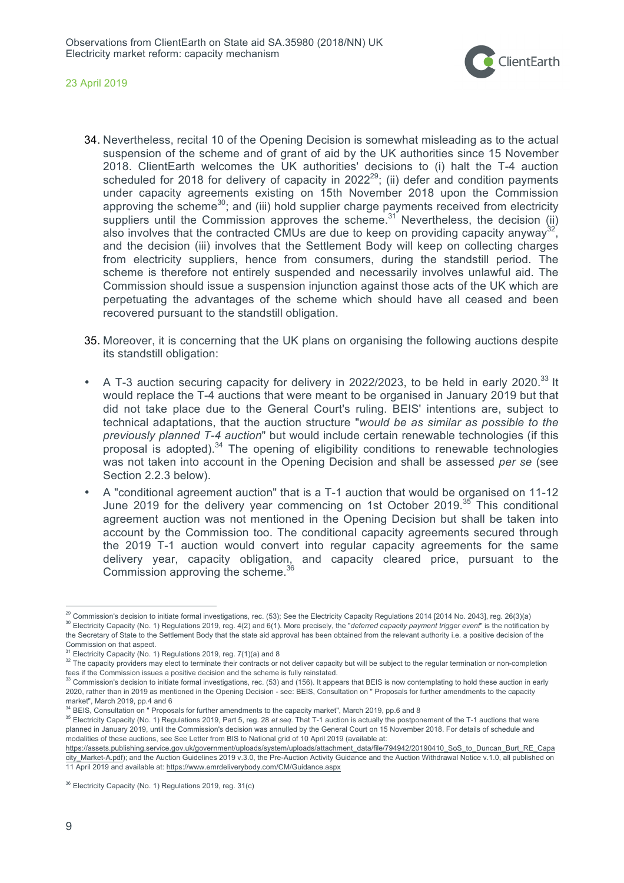34. Nevertheless, recital 10 of the Opening Decision is somewhat misleading as to the actual suspension of the scheme and of grant of aid by the UK authorities since 15 November 2018. ClientEarth welcomes the UK authorities' decisions to (i) halt the T-4 auction scheduled for 2018 for delivery of capacity in 2022[29]; (ii) defer and condition payments under capacity agreements existing on 15th November 2018 upon the Commission approving the scheme[30]; and (iii) hold supplier charge payments received from electricity suppliers until the Commission approves the scheme.[31] Nevertheless, the decision (ii) also involves that the contracted CMUs are due to keep on providing capacity anyway[32], and the decision (iii) involves that the Settlement Body will keep on collecting charges from electricity suppliers, hence from consumers, during the standstill period. The scheme is therefore not entirely suspended and necessarily involves unlawful aid. The Commission should issue a suspension injunction against those acts of the UK which are perpetuating the advantages of the scheme which should have all ceased and been recovered pursuant to the standstill obligation.

35. Moreover, it is concerning that the UK plans on organising the following auctions despite its standstill obligation:

- A T-3 auction securing capacity for delivery in 2022/2023, to be held in early 2020.[33] It would replace the T-4 auctions that were meant to be organised in January 2019 but that did not take place due to the General Court's ruling. BEIS' intentions are, subject to technical adaptations, that the auction structure "*would be as similar as possible to the previously planned T-4 auction*" but would include certain renewable technologies (if this proposal is adopted).[34] The opening of eligibility conditions to renewable technologies was not taken into account in the Opening Decision and shall be assessed *per se* (see Section 2.2.3 below).
- A "conditional agreement auction" that is a T-1 auction that would be organised on 11-12 June 2019 for the delivery year commencing on 1st October 2019.[35] This conditional agreement auction was not mentioned in the Opening Decision but shall be taken into account by the Commission too. The conditional capacity agreements secured through the 2019 T-1 auction would convert into regular capacity agreements for the same delivery year, capacity obligation, and capacity cleared price, pursuant to the Commission approving the scheme.[36]

---

[29] Commission's decision to initiate formal investigations, rec. (53); See the Electricity Capacity Regulations 2014 [2014 No. 2043], reg. 26(3)(a)

[30] Electricity Capacity (No. 1) Regulations 2019, reg. 4(2) and 6(1). More precisely, the "*deferred capacity payment trigger event*" is the notification by the Secretary of State to the Settlement Body that the state aid approval has been obtained from the relevant authority i.e. a positive decision of the Commission on that aspect.

[31] Electricity Capacity (No. 1) Regulations 2019, reg. 7(1)(a) and 8

[32] The capacity providers may elect to terminate their contracts or not deliver capacity but will be subject to the regular termination or non-completion fees if the Commission issues a positive decision and the scheme is fully reinstated.

[33] Commission's decision to initiate formal investigations, rec. (53) and (156). It appears that BEIS is now contemplating to hold these auction in early 2020, rather than in 2019 as mentioned in the Opening Decision - see: BEIS, Consultation on " Proposals for further amendments to the capacity market", March 2019, pp.4 and 6

[34] BEIS, Consultation on " Proposals for further amendments to the capacity market", March 2019, pp.6 and 8

[35] Electricity Capacity (No. 1) Regulations 2019, Part 5, reg. 28 *et seq.* That T-1 auction is actually the postponement of the T-1 auctions that were planned in January 2019, until the Commission's decision was annulled by the General Court on 15 November 2018. For details of schedule and modalities of these auctions, see See Letter from BIS to National grid of 10 April 2019 (available at: https://assets.publishing.service.gov.uk/government/uploads/system/uploads/attachment_data/file/794942/20190410_SoS_to_Duncan_Burt_RE_Capacity_Market-A.pdf); and the Auction Guidelines 2019 v.3.0, the Pre-Auction Activity Guidance and the Auction Withdrawal Notice v.1.0, all published on 11 April 2019 and available at: https://www.emrdeliverybody.com/CM/Guidance.aspx

[36] Electricity Capacity (No. 1) Regulations 2019, reg. 31(c)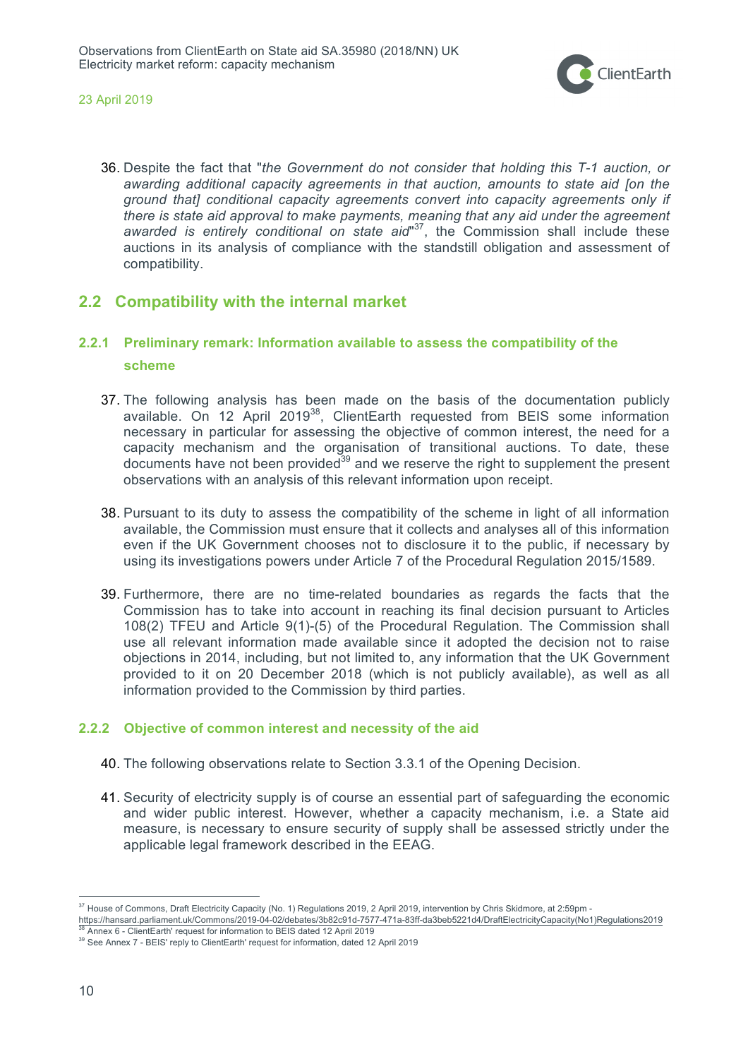36. Despite the fact that "*the Government do not consider that holding this T-1 auction, or awarding additional capacity agreements in that auction, amounts to state aid [on the ground that] conditional capacity agreements convert into capacity agreements only if there is state aid approval to make payments, meaning that any aid under the agreement awarded is entirely conditional on state aid*"[37], the Commission shall include these auctions in its analysis of compliance with the standstill obligation and assessment of compatibility.

## 2.2 Compatibility with the internal market

### 2.2.1 Preliminary remark: Information available to assess the compatibility of the scheme

37. The following analysis has been made on the basis of the documentation publicly available. On 12 April 2019[38], ClientEarth requested from BEIS some information necessary in particular for assessing the objective of common interest, the need for a capacity mechanism and the organisation of transitional auctions. To date, these documents have not been provided[39] and we reserve the right to supplement the present observations with an analysis of this relevant information upon receipt.

38. Pursuant to its duty to assess the compatibility of the scheme in light of all information available, the Commission must ensure that it collects and analyses all of this information even if the UK Government chooses not to disclosure it to the public, if necessary by using its investigations powers under Article 7 of the Procedural Regulation 2015/1589.

39. Furthermore, there are no time-related boundaries as regards the facts that the Commission has to take into account in reaching its final decision pursuant to Articles 108(2) TFEU and Article 9(1)-(5) of the Procedural Regulation. The Commission shall use all relevant information made available since it adopted the decision not to raise objections in 2014, including, but not limited to, any information that the UK Government provided to it on 20 December 2018 (which is not publicly available), as well as all information provided to the Commission by third parties.

### 2.2.2 Objective of common interest and necessity of the aid

40. The following observations relate to Section 3.3.1 of the Opening Decision.

41. Security of electricity supply is of course an essential part of safeguarding the economic and wider public interest. However, whether a capacity mechanism, i.e. a State aid measure, is necessary to ensure security of supply shall be assessed strictly under the applicable legal framework described in the EEAG.

---

[37] House of Commons, Draft Electricity Capacity (No. 1) Regulations 2019, 2 April 2019, intervention by Chris Skidmore, at 2:59pm - https://hansard.parliament.uk/Commons/2019-04-02/debates/3b82c91d-7577-471a-83ff-da3beb5221d4/DraftElectricityCapacity(No1)Regulations2019

[38] Annex 6 - ClientEarth' request for information to BEIS dated 12 April 2019

[39] See Annex 7 - BEIS' reply to ClientEarth' request for information, dated 12 April 2019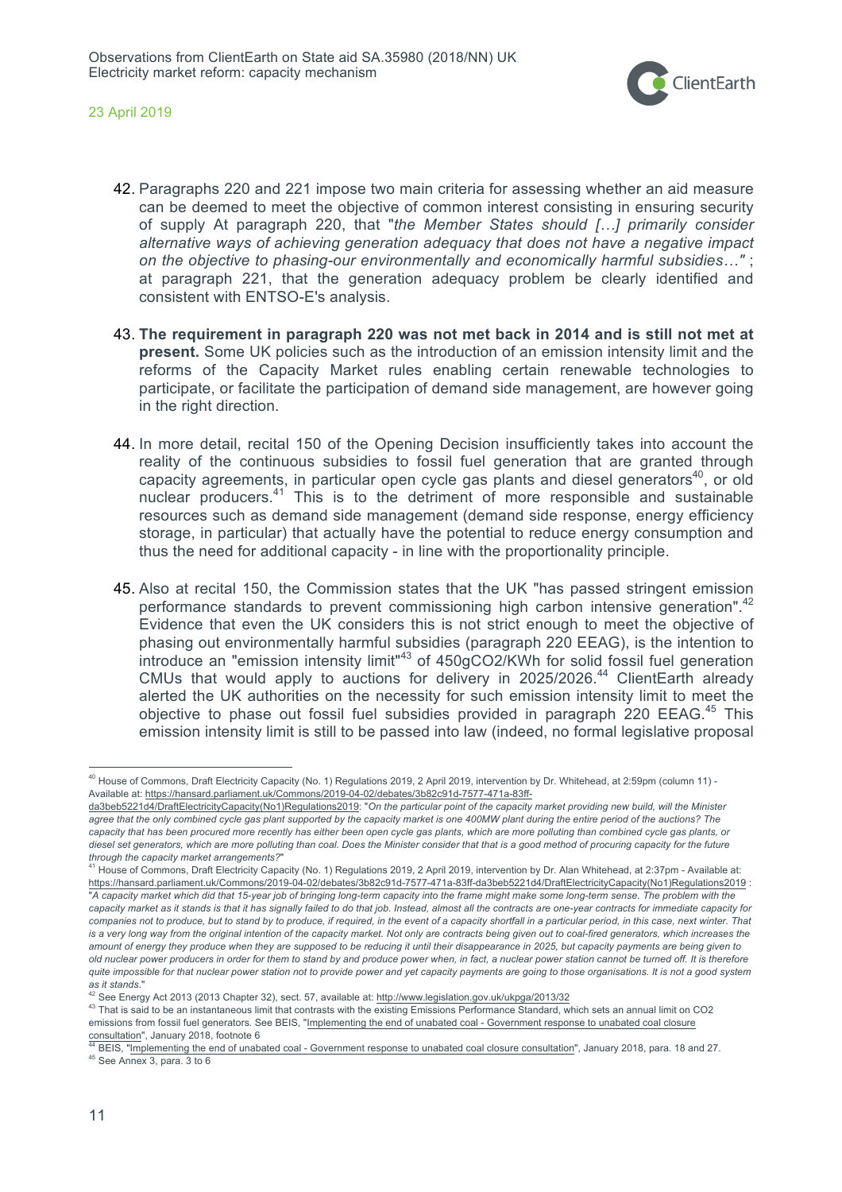42. Paragraphs 220 and 221 impose two main criteria for assessing whether an aid measure can be deemed to meet the objective of common interest consisting in ensuring security of supply At paragraph 220, that "*the Member States should […] primarily consider alternative ways of achieving generation adequacy that does not have a negative impact on the objective to phasing-our environmentally and economically harmful subsidies…*" ; at paragraph 221, that the generation adequacy problem be clearly identified and consistent with ENTSO-E's analysis.

43. **The requirement in paragraph 220 was not met back in 2014 and is still not met at present.** Some UK policies such as the introduction of an emission intensity limit and the reforms of the Capacity Market rules enabling certain renewable technologies to participate, or facilitate the participation of demand side management, are however going in the right direction.

44. In more detail, recital 150 of the Opening Decision insufficiently takes into account the reality of the continuous subsidies to fossil fuel generation that are granted through capacity agreements, in particular open cycle gas plants and diesel generators[40], or old nuclear producers.[41] This is to the detriment of more responsible and sustainable resources such as demand side management (demand side response, energy efficiency storage, in particular) that actually have the potential to reduce energy consumption and thus the need for additional capacity - in line with the proportionality principle.

45. Also at recital 150, the Commission states that the UK "has passed stringent emission performance standards to prevent commissioning high carbon intensive generation".[42] Evidence that even the UK considers this is not strict enough to meet the objective of phasing out environmentally harmful subsidies (paragraph 220 EEAG), is the intention to introduce an "emission intensity limit"[43] of 450gCO2/KWh for solid fossil fuel generation CMUs that would apply to auctions for delivery in 2025/2026.[44] ClientEarth already alerted the UK authorities on the necessity for such emission intensity limit to meet the objective to phase out fossil fuel subsidies provided in paragraph 220 EEAG.[45] This emission intensity limit is still to be passed into law (indeed, no formal legislative proposal

---

[40] House of Commons, Draft Electricity Capacity (No. 1) Regulations 2019, 2 April 2019, intervention by Dr. Whitehead, at 2:59pm (column 11) - Available at: https://hansard.parliament.uk/Commons/2019-04-02/debates/3b82c91d-7577-471a-83ff-da3beb5221d4/DraftElectricityCapacity(No1)Regulations2019: "*On the particular point of the capacity market providing new build, will the Minister agree that the only combined cycle gas plant supported by the capacity market is one 400MW plant during the entire period of the auctions? The capacity that has been procured more recently has either been open cycle gas plants, which are more polluting than combined cycle gas plants, or diesel set generators, which are more polluting than coal. Does the Minister consider that that is a good method of procuring capacity for the future through the capacity market arrangements?*"

[41] House of Commons, Draft Electricity Capacity (No. 1) Regulations 2019, 2 April 2019, intervention by Dr. Alan Whitehead, at 2:37pm - Available at: https://hansard.parliament.uk/Commons/2019-04-02/debates/3b82c91d-7577-471a-83ff-da3beb5221d4/DraftElectricityCapacity(No1)Regulations2019 : "*A capacity market which did that 15-year job of bringing long-term capacity into the frame might make some long-term sense. The problem with the capacity market as it stands is that it has signally failed to do that job. Instead, almost all the contracts are one-year contracts for immediate capacity for companies not to produce, but to stand by to produce, if required, in the event of a capacity shortfall in a particular period, in this case, next winter. That is a very long way from the original intention of the capacity market. Not only are contracts being given out to coal-fired generators, which increases the amount of energy they produce when they are supposed to be reducing it until their disappearance in 2025, but capacity payments are being given to old nuclear power producers in order for them to stand by and produce power when, in fact, a nuclear power station cannot be turned off. It is therefore quite impossible for that nuclear power station not to provide power and yet capacity payments are going to those organisations. It is not a good system as it stands.*"

[42] See Energy Act 2013 (2013 Chapter 32), sect. 57, available at: http://www.legislation.gov.uk/ukpga/2013/32

[43] That is said to be an instantaneous limit that contrasts with the existing Emissions Performance Standard, which sets an annual limit on CO2 emissions from fossil fuel generators. See BEIS, "Implementing the end of unabated coal - Government response to unabated coal closure consultation", January 2018, footnote 6

[44] BEIS, "Implementing the end of unabated coal - Government response to unabated coal closure consultation", January 2018, para. 18 and 27.

[45] See Annex 3, para. 3 to 6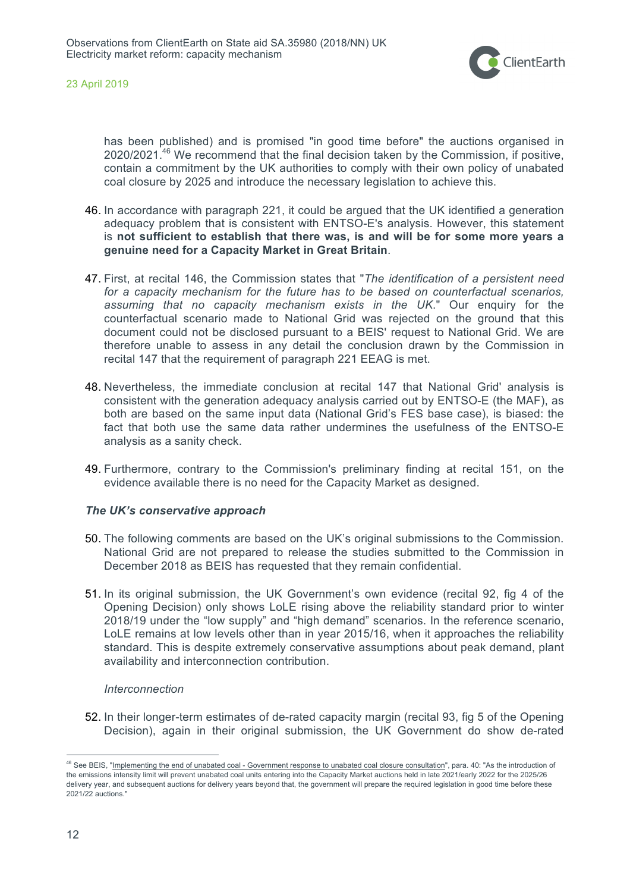has been published) and is promised "in good time before" the auctions organised in 2020/2021.[46] We recommend that the final decision taken by the Commission, if positive, contain a commitment by the UK authorities to comply with their own policy of unabated coal closure by 2025 and introduce the necessary legislation to achieve this.

46. In accordance with paragraph 221, it could be argued that the UK identified a generation adequacy problem that is consistent with ENTSO-E's analysis. However, this statement is **not sufficient to establish that there was, is and will be for some more years a genuine need for a Capacity Market in Great Britain**.

47. First, at recital 146, the Commission states that "*The identification of a persistent need for a capacity mechanism for the future has to be based on counterfactual scenarios, assuming that no capacity mechanism exists in the UK.*" Our enquiry for the counterfactual scenario made to National Grid was rejected on the ground that this document could not be disclosed pursuant to a BEIS' request to National Grid. We are therefore unable to assess in any detail the conclusion drawn by the Commission in recital 147 that the requirement of paragraph 221 EEAG is met.

48. Nevertheless, the immediate conclusion at recital 147 that National Grid' analysis is consistent with the generation adequacy analysis carried out by ENTSO-E (the MAF), as both are based on the same input data (National Grid's FES base case), is biased: the fact that both use the same data rather undermines the usefulness of the ENTSO-E analysis as a sanity check.

49. Furthermore, contrary to the Commission's preliminary finding at recital 151, on the evidence available there is no need for the Capacity Market as designed.

***The UK's conservative approach***

50. The following comments are based on the UK's original submissions to the Commission. National Grid are not prepared to release the studies submitted to the Commission in December 2018 as BEIS has requested that they remain confidential.

51. In its original submission, the UK Government's own evidence (recital 92, fig 4 of the Opening Decision) only shows LoLE rising above the reliability standard prior to winter 2018/19 under the "low supply" and "high demand" scenarios. In the reference scenario, LoLE remains at low levels other than in year 2015/16, when it approaches the reliability standard. This is despite extremely conservative assumptions about peak demand, plant availability and interconnection contribution.

*Interconnection*

52. In their longer-term estimates of de-rated capacity margin (recital 93, fig 5 of the Opening Decision), again in their original submission, the UK Government do show de-rated

---

[46] See BEIS, "Implementing the end of unabated coal - Government response to unabated coal closure consultation", para. 40: "As the introduction of the emissions intensity limit will prevent unabated coal units entering into the Capacity Market auctions held in late 2021/early 2022 for the 2025/26 delivery year, and subsequent auctions for delivery years beyond that, the government will prepare the required legislation in good time before these 2021/22 auctions."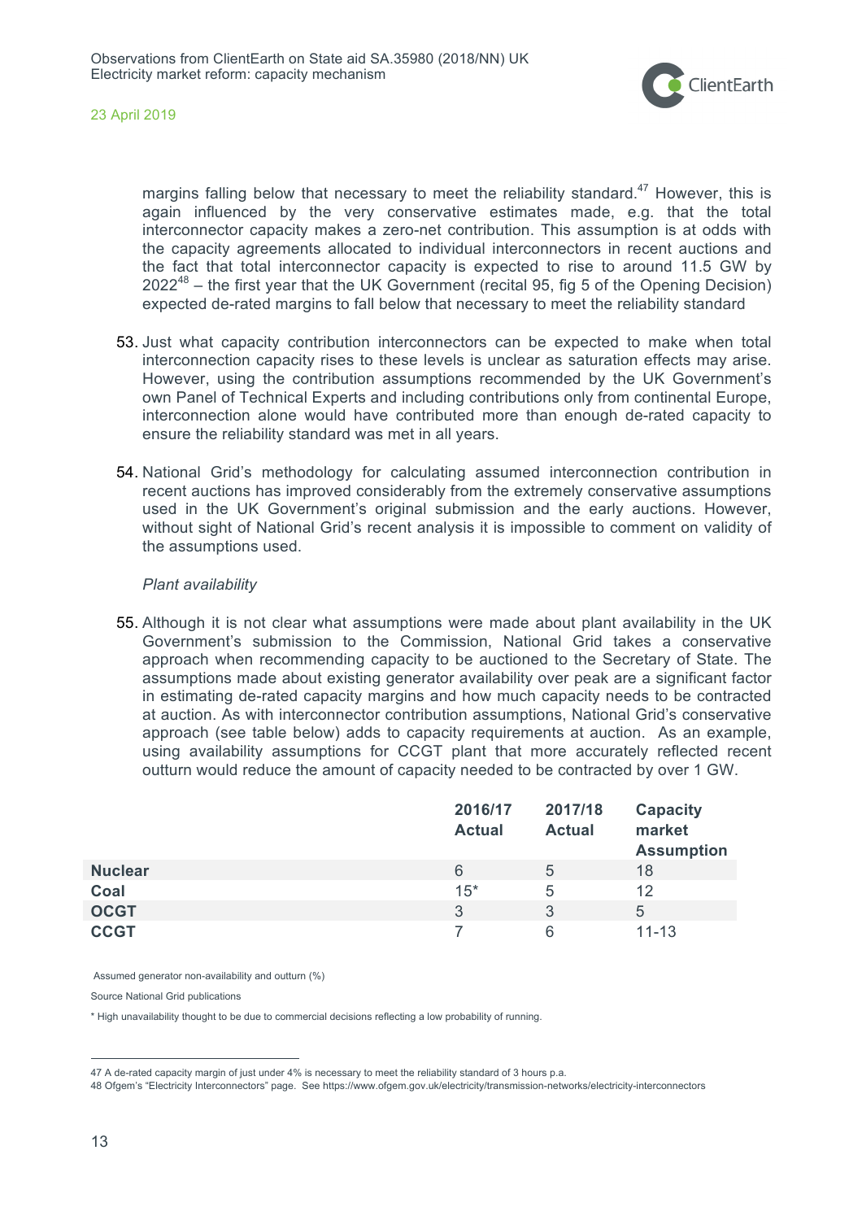margins falling below that necessary to meet the reliability standard.[47] However, this is again influenced by the very conservative estimates made, e.g. that the total interconnector capacity makes a zero-net contribution. This assumption is at odds with the capacity agreements allocated to individual interconnectors in recent auctions and the fact that total interconnector capacity is expected to rise to around 11.5 GW by 2022[48] – the first year that the UK Government (recital 95, fig 5 of the Opening Decision) expected de-rated margins to fall below that necessary to meet the reliability standard

53. Just what capacity contribution interconnectors can be expected to make when total interconnection capacity rises to these levels is unclear as saturation effects may arise. However, using the contribution assumptions recommended by the UK Government's own Panel of Technical Experts and including contributions only from continental Europe, interconnection alone would have contributed more than enough de-rated capacity to ensure the reliability standard was met in all years.

54. National Grid's methodology for calculating assumed interconnection contribution in recent auctions has improved considerably from the extremely conservative assumptions used in the UK Government's original submission and the early auctions. However, without sight of National Grid's recent analysis it is impossible to comment on validity of the assumptions used.

*Plant availability*

55. Although it is not clear what assumptions were made about plant availability in the UK Government's submission to the Commission, National Grid takes a conservative approach when recommending capacity to be auctioned to the Secretary of State. The assumptions made about existing generator availability over peak are a significant factor in estimating de-rated capacity margins and how much capacity needs to be contracted at auction. As with interconnector contribution assumptions, National Grid's conservative approach (see table below) adds to capacity requirements at auction. As an example, using availability assumptions for CCGT plant that more accurately reflected recent outturn would reduce the amount of capacity needed to be contracted by over 1 GW.

| | 2016/17 Actual | 2017/18 Actual | Capacity market Assumption |
|---|---|---|---|
| **Nuclear** | 6 | 5 | 18 |
| **Coal** | 15* | 5 | 12 |
| **OCGT** | 3 | 3 | 5 |
| **CCGT** | 7 | 6 | 11-13 |

Assumed generator non-availability and outturn (%)

Source National Grid publications

* High unavailability thought to be due to commercial decisions reflecting a low probability of running.

47 A de-rated capacity margin of just under 4% is necessary to meet the reliability standard of 3 hours p.a.

48 Ofgem's "Electricity Interconnectors" page. See https://www.ofgem.gov.uk/electricity/transmission-networks/electricity-interconnectors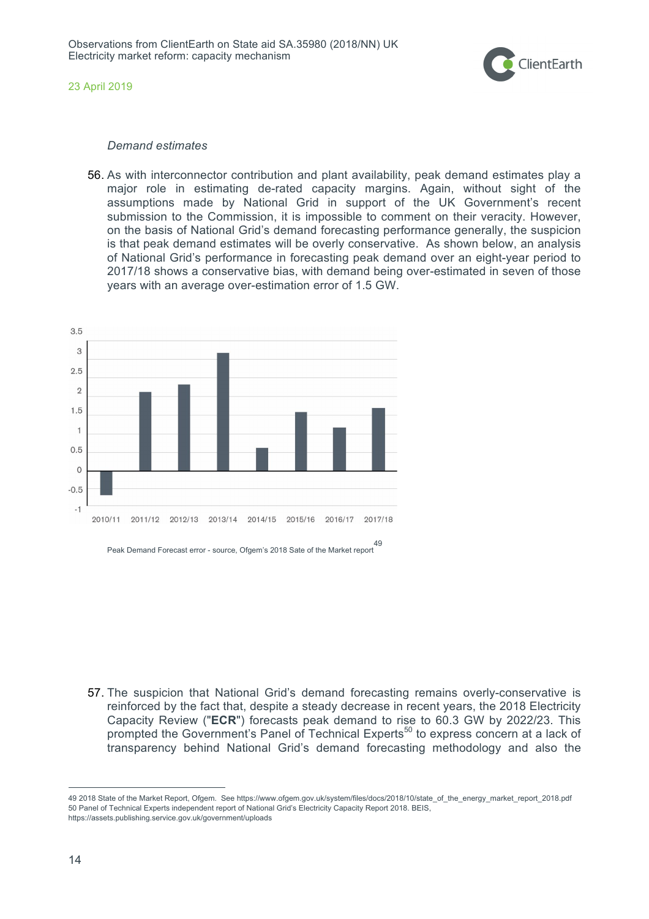*Demand estimates*

56. As with interconnector contribution and plant availability, peak demand estimates play a major role in estimating de-rated capacity margins. Again, without sight of the assumptions made by National Grid in support of the UK Government's recent submission to the Commission, it is impossible to comment on their veracity. However, on the basis of National Grid's demand forecasting performance generally, the suspicion is that peak demand estimates will be overly conservative. As shown below, an analysis of National Grid's performance in forecasting peak demand over an eight-year period to 2017/18 shows a conservative bias, with demand being over-estimated in seven of those years with an average over-estimation error of 1.5 GW.

Peak Demand Forecast error - source, Ofgem's 2018 Sate of the Market report[49]

57. The suspicion that National Grid's demand forecasting remains overly-conservative is reinforced by the fact that, despite a steady decrease in recent years, the 2018 Electricity Capacity Review ("**ECR**") forecasts peak demand to rise to 60.3 GW by 2022/23. This prompted the Government's Panel of Technical Experts[50] to express concern at a lack of transparency behind National Grid's demand forecasting methodology and also the

---

49 2018 State of the Market Report, Ofgem. See https://www.ofgem.gov.uk/system/files/docs/2018/10/state_of_the_energy_market_report_2018.pdf

50 Panel of Technical Experts independent report of National Grid's Electricity Capacity Report 2018. BEIS, https://assets.publishing.service.gov.uk/government/uploads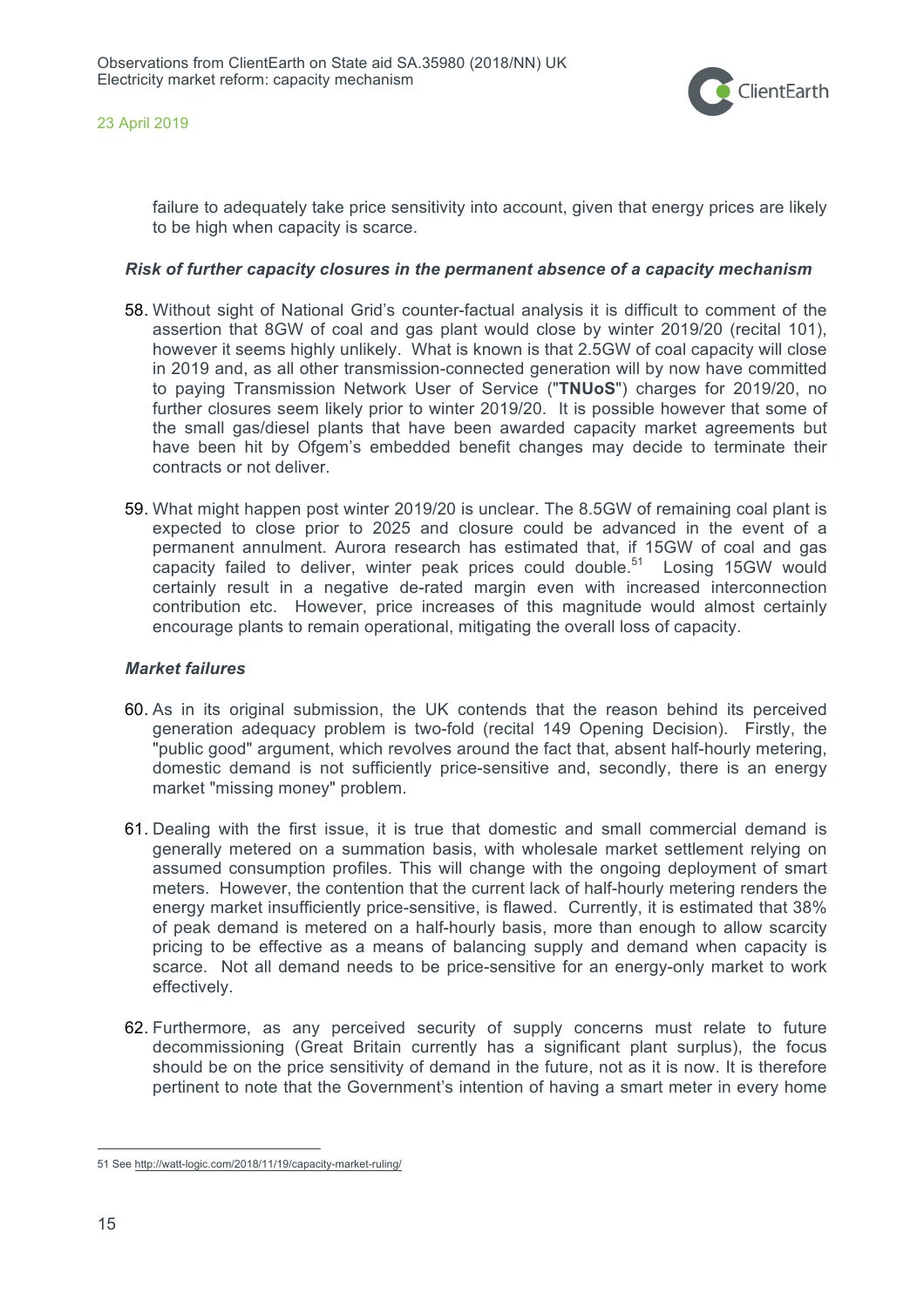failure to adequately take price sensitivity into account, given that energy prices are likely to be high when capacity is scarce.

***Risk of further capacity closures in the permanent absence of a capacity mechanism***

58. Without sight of National Grid's counter-factual analysis it is difficult to comment of the assertion that 8GW of coal and gas plant would close by winter 2019/20 (recital 101), however it seems highly unlikely. What is known is that 2.5GW of coal capacity will close in 2019 and, as all other transmission-connected generation will by now have committed to paying Transmission Network User of Service ("**TNUoS**") charges for 2019/20, no further closures seem likely prior to winter 2019/20. It is possible however that some of the small gas/diesel plants that have been awarded capacity market agreements but have been hit by Ofgem's embedded benefit changes may decide to terminate their contracts or not deliver.

59. What might happen post winter 2019/20 is unclear. The 8.5GW of remaining coal plant is expected to close prior to 2025 and closure could be advanced in the event of a permanent annulment. Aurora research has estimated that, if 15GW of coal and gas capacity failed to deliver, winter peak prices could double.[51] Losing 15GW would certainly result in a negative de-rated margin even with increased interconnection contribution etc. However, price increases of this magnitude would almost certainly encourage plants to remain operational, mitigating the overall loss of capacity.

***Market failures***

60. As in its original submission, the UK contends that the reason behind its perceived generation adequacy problem is two-fold (recital 149 Opening Decision). Firstly, the "public good" argument, which revolves around the fact that, absent half-hourly metering, domestic demand is not sufficiently price-sensitive and, secondly, there is an energy market "missing money" problem.

61. Dealing with the first issue, it is true that domestic and small commercial demand is generally metered on a summation basis, with wholesale market settlement relying on assumed consumption profiles. This will change with the ongoing deployment of smart meters. However, the contention that the current lack of half-hourly metering renders the energy market insufficiently price-sensitive, is flawed. Currently, it is estimated that 38% of peak demand is metered on a half-hourly basis, more than enough to allow scarcity pricing to be effective as a means of balancing supply and demand when capacity is scarce. Not all demand needs to be price-sensitive for an energy-only market to work effectively.

62. Furthermore, as any perceived security of supply concerns must relate to future decommissioning (Great Britain currently has a significant plant surplus), the focus should be on the price sensitivity of demand in the future, not as it is now. It is therefore pertinent to note that the Government's intention of having a smart meter in every home

---

51 See http://watt-logic.com/2018/11/19/capacity-market-ruling/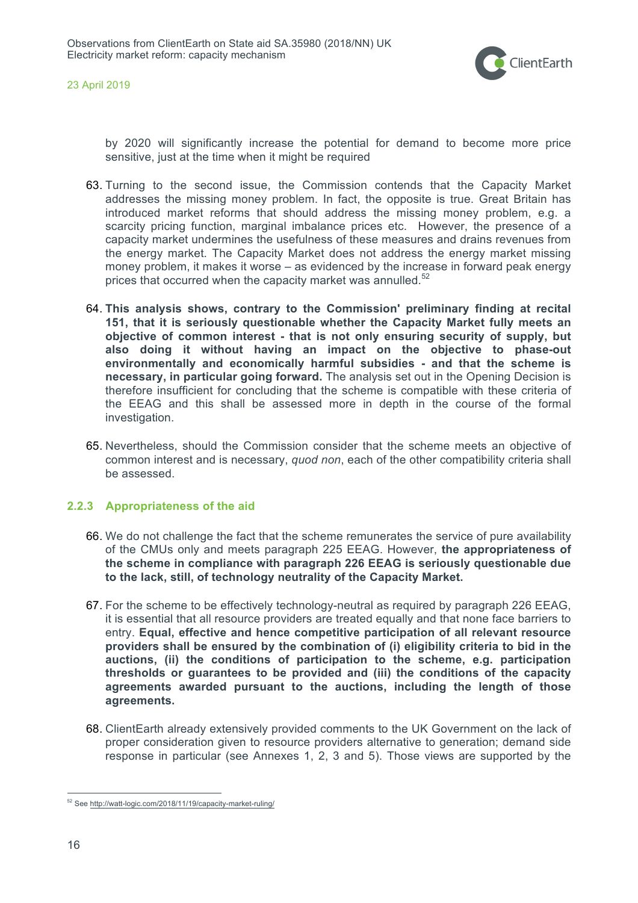by 2020 will significantly increase the potential for demand to become more price sensitive, just at the time when it might be required

63. Turning to the second issue, the Commission contends that the Capacity Market addresses the missing money problem. In fact, the opposite is true. Great Britain has introduced market reforms that should address the missing money problem, e.g. a scarcity pricing function, marginal imbalance prices etc. However, the presence of a capacity market undermines the usefulness of these measures and drains revenues from the energy market. The Capacity Market does not address the energy market missing money problem, it makes it worse – as evidenced by the increase in forward peak energy prices that occurred when the capacity market was annulled.[52]

64. **This analysis shows, contrary to the Commission' preliminary finding at recital 151, that it is seriously questionable whether the Capacity Market fully meets an objective of common interest - that is not only ensuring security of supply, but also doing it without having an impact on the objective to phase-out environmentally and economically harmful subsidies - and that the scheme is necessary, in particular going forward.** The analysis set out in the Opening Decision is therefore insufficient for concluding that the scheme is compatible with these criteria of the EEAG and this shall be assessed more in depth in the course of the formal investigation.

65. Nevertheless, should the Commission consider that the scheme meets an objective of common interest and is necessary, *quod non*, each of the other compatibility criteria shall be assessed.

### 2.2.3 Appropriateness of the aid

66. We do not challenge the fact that the scheme remunerates the service of pure availability of the CMUs only and meets paragraph 225 EEAG. However, **the appropriateness of the scheme in compliance with paragraph 226 EEAG is seriously questionable due to the lack, still, of technology neutrality of the Capacity Market.**

67. For the scheme to be effectively technology-neutral as required by paragraph 226 EEAG, it is essential that all resource providers are treated equally and that none face barriers to entry. **Equal, effective and hence competitive participation of all relevant resource providers shall be ensured by the combination of (i) eligibility criteria to bid in the auctions, (ii) the conditions of participation to the scheme, e.g. participation thresholds or guarantees to be provided and (iii) the conditions of the capacity agreements awarded pursuant to the auctions, including the length of those agreements.**

68. ClientEarth already extensively provided comments to the UK Government on the lack of proper consideration given to resource providers alternative to generation; demand side response in particular (see Annexes 1, 2, 3 and 5). Those views are supported by the

---

[52] See http://watt-logic.com/2018/11/19/capacity-market-ruling/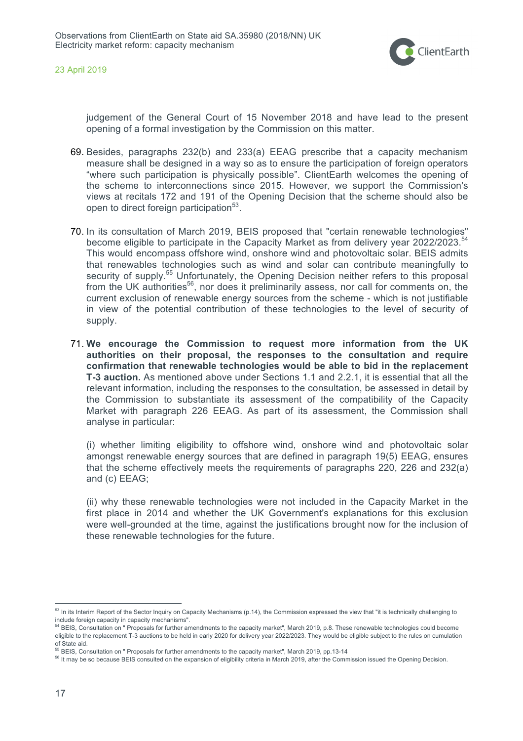judgement of the General Court of 15 November 2018 and have lead to the present opening of a formal investigation by the Commission on this matter.

69. Besides, paragraphs 232(b) and 233(a) EEAG prescribe that a capacity mechanism measure shall be designed in a way so as to ensure the participation of foreign operators "where such participation is physically possible". ClientEarth welcomes the opening of the scheme to interconnections since 2015. However, we support the Commission's views at recitals 172 and 191 of the Opening Decision that the scheme should also be open to direct foreign participation[53].

70. In its consultation of March 2019, BEIS proposed that "certain renewable technologies" become eligible to participate in the Capacity Market as from delivery year 2022/2023.[54] This would encompass offshore wind, onshore wind and photovoltaic solar. BEIS admits that renewables technologies such as wind and solar can contribute meaningfully to security of supply.[55] Unfortunately, the Opening Decision neither refers to this proposal from the UK authorities[56], nor does it preliminarily assess, nor call for comments on, the current exclusion of renewable energy sources from the scheme - which is not justifiable in view of the potential contribution of these technologies to the level of security of supply.

71. **We encourage the Commission to request more information from the UK authorities on their proposal, the responses to the consultation and require confirmation that renewable technologies would be able to bid in the replacement T-3 auction.** As mentioned above under Sections 1.1 and 2.2.1, it is essential that all the relevant information, including the responses to the consultation, be assessed in detail by the Commission to substantiate its assessment of the compatibility of the Capacity Market with paragraph 226 EEAG. As part of its assessment, the Commission shall analyse in particular:

    (i) whether limiting eligibility to offshore wind, onshore wind and photovoltaic solar amongst renewable energy sources that are defined in paragraph 19(5) EEAG, ensures that the scheme effectively meets the requirements of paragraphs 220, 226 and 232(a) and (c) EEAG;

    (ii) why these renewable technologies were not included in the Capacity Market in the first place in 2014 and whether the UK Government's explanations for this exclusion were well-grounded at the time, against the justifications brought now for the inclusion of these renewable technologies for the future.

---

[53] In its Interim Report of the Sector Inquiry on Capacity Mechanisms (p.14), the Commission expressed the view that "it is technically challenging to include foreign capacity in capacity mechanisms".

[54] BEIS, Consultation on " Proposals for further amendments to the capacity market", March 2019, p.8. These renewable technologies could become eligible to the replacement T-3 auctions to be held in early 2020 for delivery year 2022/2023. They would be eligible subject to the rules on cumulation of State aid.

[55] BEIS, Consultation on " Proposals for further amendments to the capacity market", March 2019, pp.13-14

[56] It may be so because BEIS consulted on the expansion of eligibility criteria in March 2019, after the Commission issued the Opening Decision.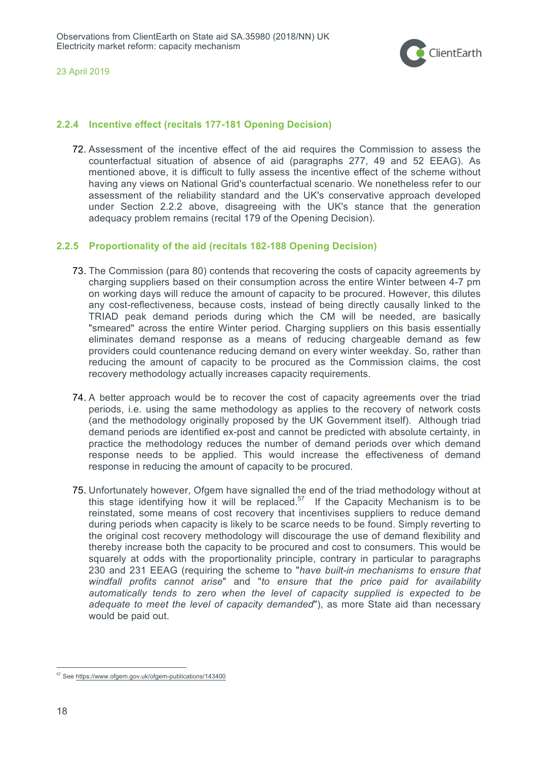### 2.2.4 Incentive effect (recitals 177-181 Opening Decision)

72. Assessment of the incentive effect of the aid requires the Commission to assess the counterfactual situation of absence of aid (paragraphs 277, 49 and 52 EEAG). As mentioned above, it is difficult to fully assess the incentive effect of the scheme without having any views on National Grid's counterfactual scenario. We nonetheless refer to our assessment of the reliability standard and the UK's conservative approach developed under Section 2.2.2 above, disagreeing with the UK's stance that the generation adequacy problem remains (recital 179 of the Opening Decision).

### 2.2.5 Proportionality of the aid (recitals 182-188 Opening Decision)

73. The Commission (para 80) contends that recovering the costs of capacity agreements by charging suppliers based on their consumption across the entire Winter between 4-7 pm on working days will reduce the amount of capacity to be procured. However, this dilutes any cost-reflectiveness, because costs, instead of being directly causally linked to the TRIAD peak demand periods during which the CM will be needed, are basically "smeared" across the entire Winter period. Charging suppliers on this basis essentially eliminates demand response as a means of reducing chargeable demand as few providers could countenance reducing demand on every winter weekday. So, rather than reducing the amount of capacity to be procured as the Commission claims, the cost recovery methodology actually increases capacity requirements.

74. A better approach would be to recover the cost of capacity agreements over the triad periods, i.e. using the same methodology as applies to the recovery of network costs (and the methodology originally proposed by the UK Government itself). Although triad demand periods are identified ex-post and cannot be predicted with absolute certainty, in practice the methodology reduces the number of demand periods over which demand response needs to be applied. This would increase the effectiveness of demand response in reducing the amount of capacity to be procured.

75. Unfortunately however, Ofgem have signalled the end of the triad methodology without at this stage identifying how it will be replaced.[57] If the Capacity Mechanism is to be reinstated, some means of cost recovery that incentivises suppliers to reduce demand during periods when capacity is likely to be scarce needs to be found. Simply reverting to the original cost recovery methodology will discourage the use of demand flexibility and thereby increase both the capacity to be procured and cost to consumers. This would be squarely at odds with the proportionality principle, contrary in particular to paragraphs 230 and 231 EEAG (requiring the scheme to "*have built-in mechanisms to ensure that windfall profits cannot arise*" and "*to ensure that the price paid for availability automatically tends to zero when the level of capacity supplied is expected to be adequate to meet the level of capacity demanded*"), as more State aid than necessary would be paid out.

---

[57] See https://www.ofgem.gov.uk/ofgem-publications/143400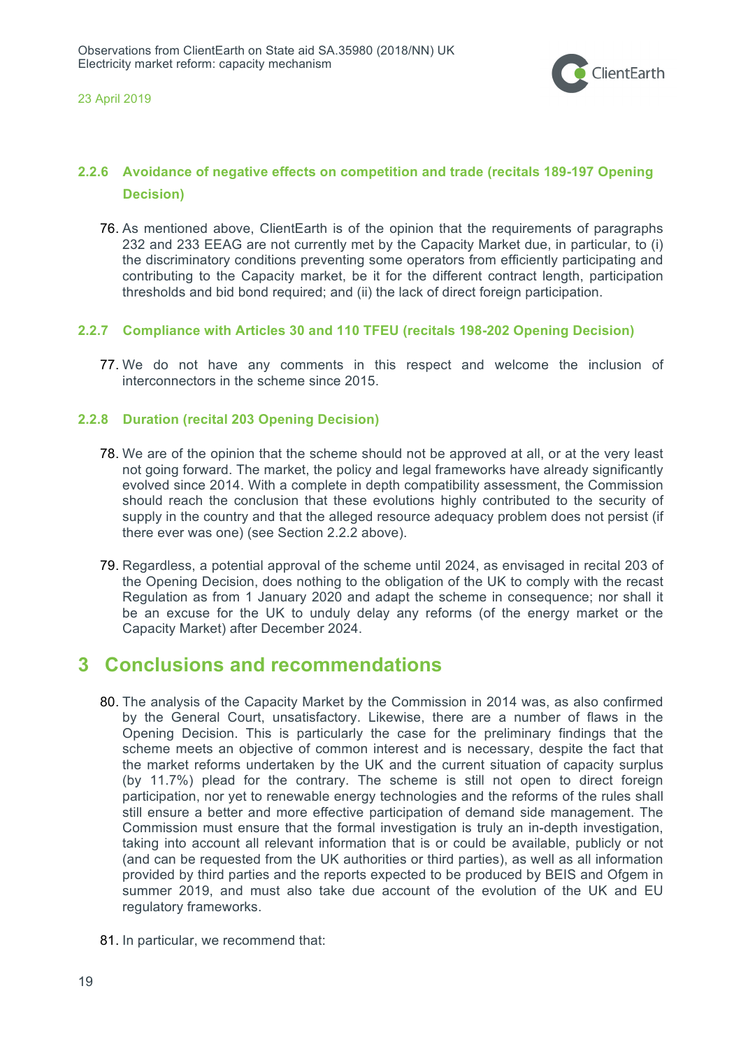### 2.2.6 Avoidance of negative effects on competition and trade (recitals 189-197 Opening Decision)

76. As mentioned above, ClientEarth is of the opinion that the requirements of paragraphs 232 and 233 EEAG are not currently met by the Capacity Market due, in particular, to (i) the discriminatory conditions preventing some operators from efficiently participating and contributing to the Capacity market, be it for the different contract length, participation thresholds and bid bond required; and (ii) the lack of direct foreign participation.

### 2.2.7 Compliance with Articles 30 and 110 TFEU (recitals 198-202 Opening Decision)

77. We do not have any comments in this respect and welcome the inclusion of interconnectors in the scheme since 2015.

### 2.2.8 Duration (recital 203 Opening Decision)

78. We are of the opinion that the scheme should not be approved at all, or at the very least not going forward. The market, the policy and legal frameworks have already significantly evolved since 2014. With a complete in depth compatibility assessment, the Commission should reach the conclusion that these evolutions highly contributed to the security of supply in the country and that the alleged resource adequacy problem does not persist (if there ever was one) (see Section 2.2.2 above).

79. Regardless, a potential approval of the scheme until 2024, as envisaged in recital 203 of the Opening Decision, does nothing to the obligation of the UK to comply with the recast Regulation as from 1 January 2020 and adapt the scheme in consequence; nor shall it be an excuse for the UK to unduly delay any reforms (of the energy market or the Capacity Market) after December 2024.

# 3 Conclusions and recommendations

80. The analysis of the Capacity Market by the Commission in 2014 was, as also confirmed by the General Court, unsatisfactory. Likewise, there are a number of flaws in the Opening Decision. This is particularly the case for the preliminary findings that the scheme meets an objective of common interest and is necessary, despite the fact that the market reforms undertaken by the UK and the current situation of capacity surplus (by 11.7%) plead for the contrary. The scheme is still not open to direct foreign participation, nor yet to renewable energy technologies and the reforms of the rules shall still ensure a better and more effective participation of demand side management. The Commission must ensure that the formal investigation is truly an in-depth investigation, taking into account all relevant information that is or could be available, publicly or not (and can be requested from the UK authorities or third parties), as well as all information provided by third parties and the reports expected to be produced by BEIS and Ofgem in summer 2019, and must also take due account of the evolution of the UK and EU regulatory frameworks.

81. In particular, we recommend that: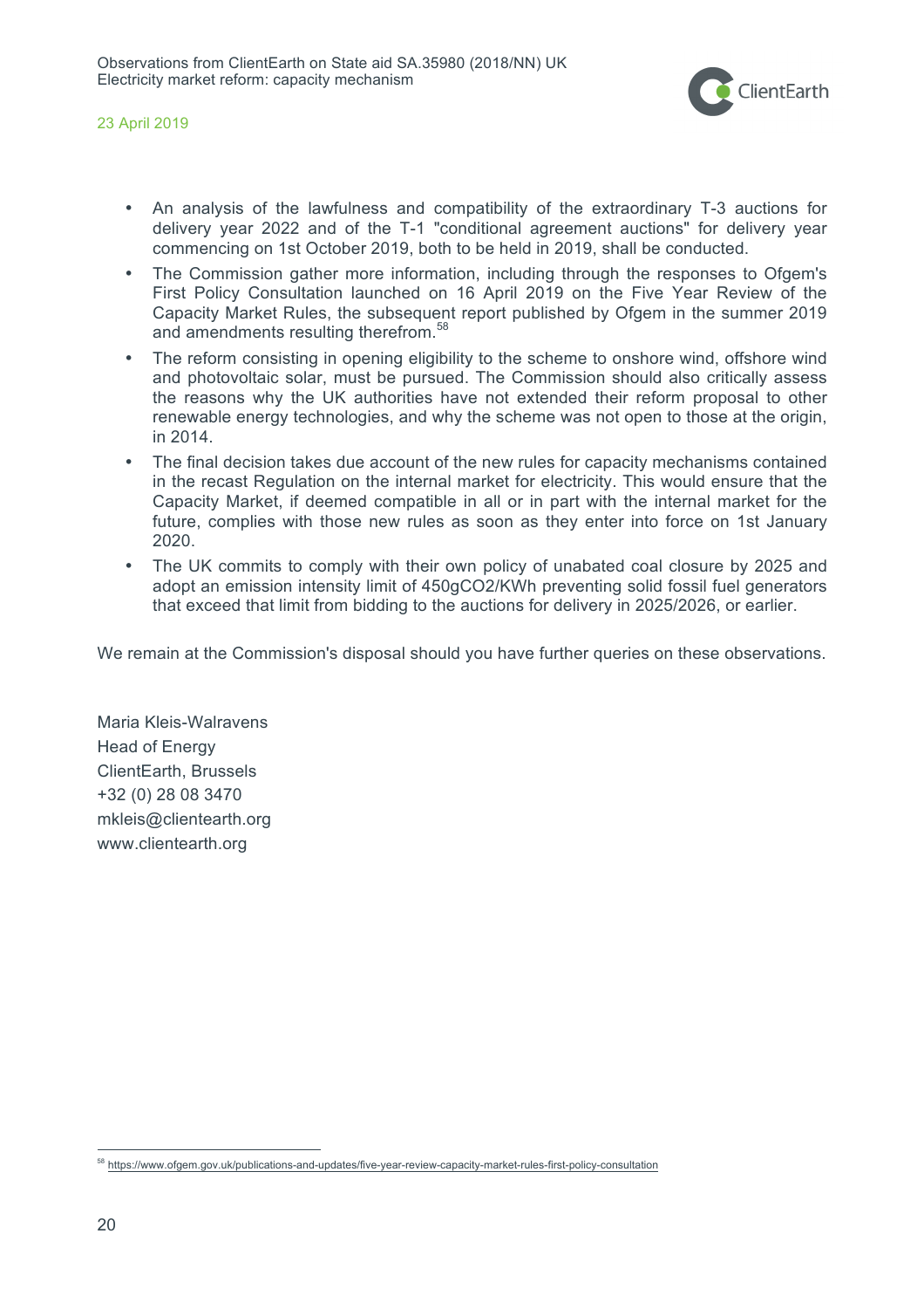- An analysis of the lawfulness and compatibility of the extraordinary T-3 auctions for delivery year 2022 and of the T-1 "conditional agreement auctions" for delivery year commencing on 1st October 2019, both to be held in 2019, shall be conducted.
- The Commission gather more information, including through the responses to Ofgem's First Policy Consultation launched on 16 April 2019 on the Five Year Review of the Capacity Market Rules, the subsequent report published by Ofgem in the summer 2019 and amendments resulting therefrom.[58]
- The reform consisting in opening eligibility to the scheme to onshore wind, offshore wind and photovoltaic solar, must be pursued. The Commission should also critically assess the reasons why the UK authorities have not extended their reform proposal to other renewable energy technologies, and why the scheme was not open to those at the origin, in 2014.
- The final decision takes due account of the new rules for capacity mechanisms contained in the recast Regulation on the internal market for electricity. This would ensure that the Capacity Market, if deemed compatible in all or in part with the internal market for the future, complies with those new rules as soon as they enter into force on 1st January 2020.
- The UK commits to comply with their own policy of unabated coal closure by 2025 and adopt an emission intensity limit of 450g$CO_2$/KWh preventing solid fossil fuel generators that exceed that limit from bidding to the auctions for delivery in 2025/2026, or earlier.

We remain at the Commission's disposal should you have further queries on these observations.

Maria Kleis-Walravens
Head of Energy
ClientEarth, Brussels
+32 (0) 28 08 3470
mkleis@clientearth.org
www.clientearth.org

[58] https://www.ofgem.gov.uk/publications-and-updates/five-year-review-capacity-market-rules-first-policy-consultation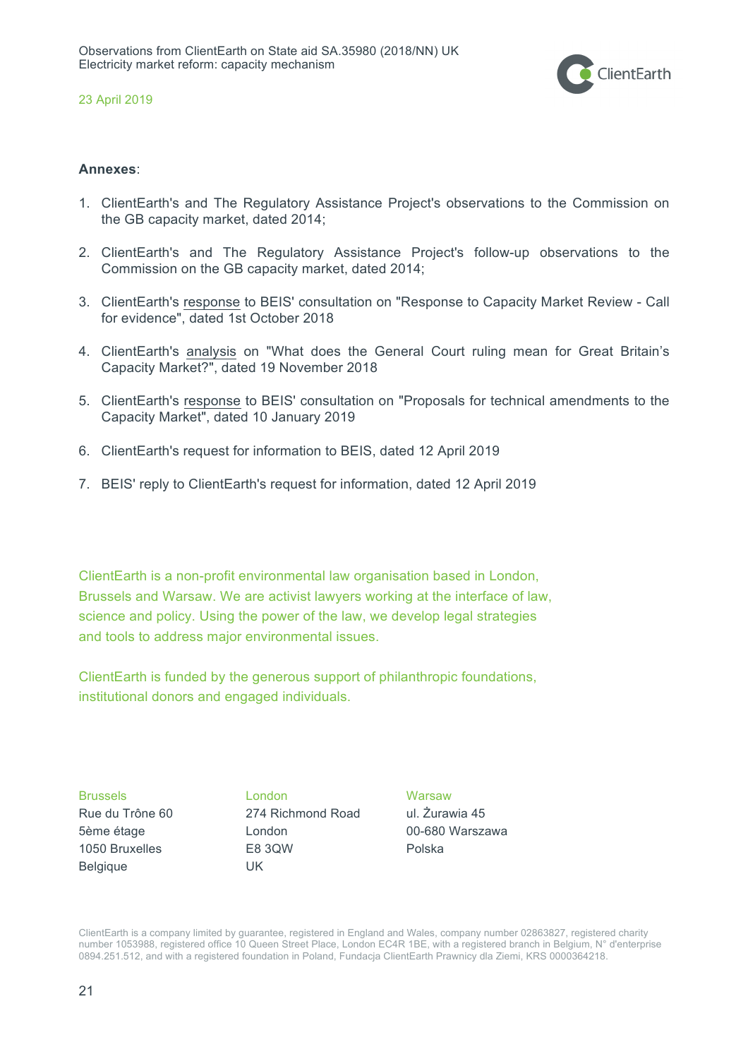**Annexes**:

1. ClientEarth's and The Regulatory Assistance Project's observations to the Commission on the GB capacity market, dated 2014;

2. ClientEarth's and The Regulatory Assistance Project's follow-up observations to the Commission on the GB capacity market, dated 2014;

3. ClientEarth's response to BEIS' consultation on "Response to Capacity Market Review - Call for evidence", dated 1st October 2018

4. ClientEarth's analysis on "What does the General Court ruling mean for Great Britain's Capacity Market?", dated 19 November 2018

5. ClientEarth's response to BEIS' consultation on "Proposals for technical amendments to the Capacity Market", dated 10 January 2019

6. ClientEarth's request for information to BEIS, dated 12 April 2019

7. BEIS' reply to ClientEarth's request for information, dated 12 April 2019

ClientEarth is a non-profit environmental law organisation based in London, Brussels and Warsaw. We are activist lawyers working at the interface of law, science and policy. Using the power of the law, we develop legal strategies and tools to address major environmental issues.

ClientEarth is funded by the generous support of philanthropic foundations, institutional donors and engaged individuals.

Brussels
Rue du Trône 60
5ème étage
1050 Bruxelles
Belgique

London
274 Richmond Road
London
E8 3QW
UK

Warsaw
ul. Żurawia 45
00-680 Warszawa
Polska

ClientEarth is a company limited by guarantee, registered in England and Wales, company number 02863827, registered charity number 1053988, registered office 10 Queen Street Place, London EC4R 1BE, with a registered branch in Belgium, N° d'enterprise 0894.251.512, and with a registered foundation in Poland, Fundacja ClientEarth Prawnicy dla Ziemi, KRS 0000364218.